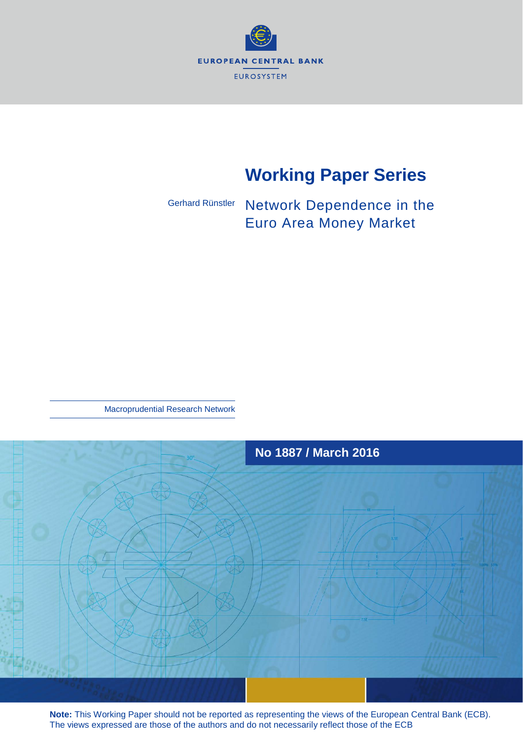EUROPEAN CENTRAL BANK

EUROSYSTEM

# Working Paper Series

Gerhard Rünstler

## Network Dependence in the Euro Area Money Market

Macroprudential Research Network

**No 1887 / March 2016**

**Note:** This Working Paper should not be reported as representing the views of the European Central Bank (ECB). The views expressed are those of the authors and do not necessarily reflect those of the ECB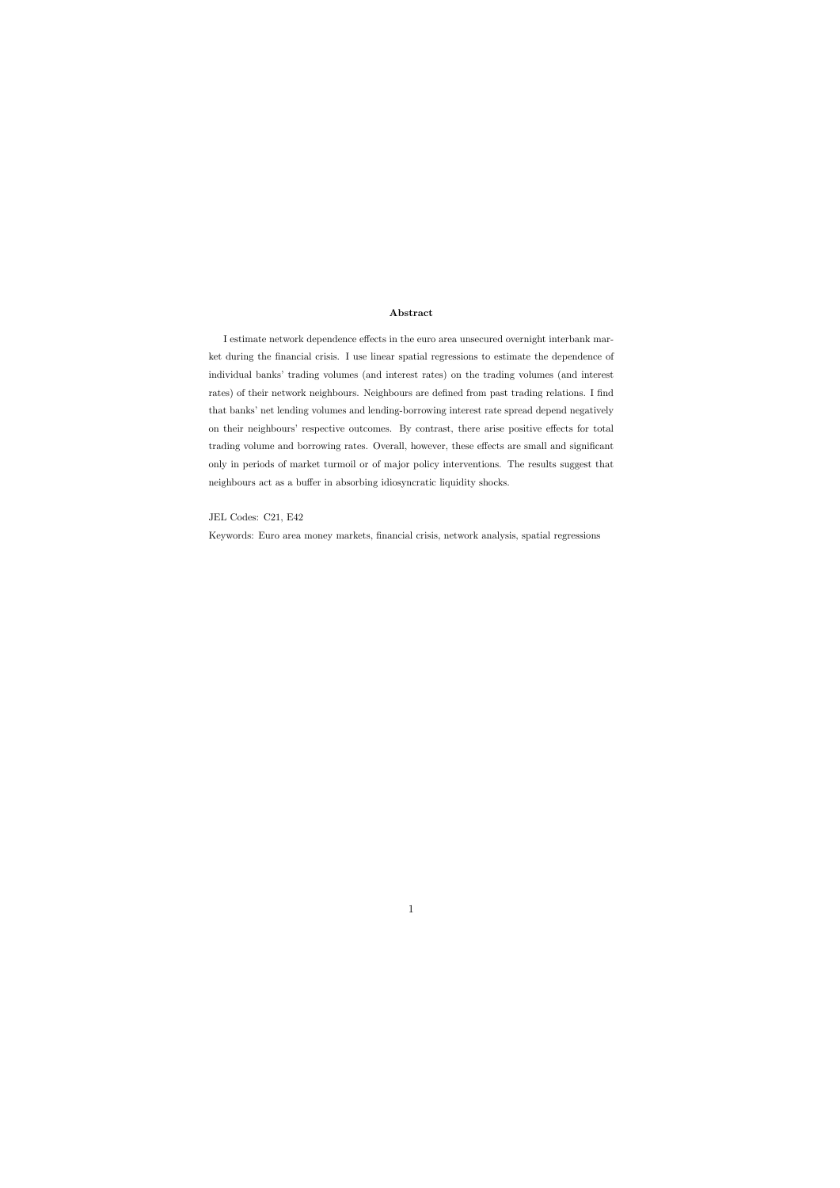## Abstract

I estimate network dependence effects in the euro area unsecured overnight interbank market during the financial crisis. I use linear spatial regressions to estimate the dependence of individual banks' trading volumes (and interest rates) on the trading volumes (and interest rates) of their network neighbours. Neighbours are defined from past trading relations. I find that banks' net lending volumes and lending-borrowing interest rate spread depend negatively on their neighbours' respective outcomes. By contrast, there arise positive effects for total trading volume and borrowing rates. Overall, however, these effects are small and significant only in periods of market turmoil or of major policy interventions. The results suggest that neighbours act as a buffer in absorbing idiosyncratic liquidity shocks.

JEL Codes: C21, E42

Keywords: Euro area money markets, financial crisis, network analysis, spatial regressions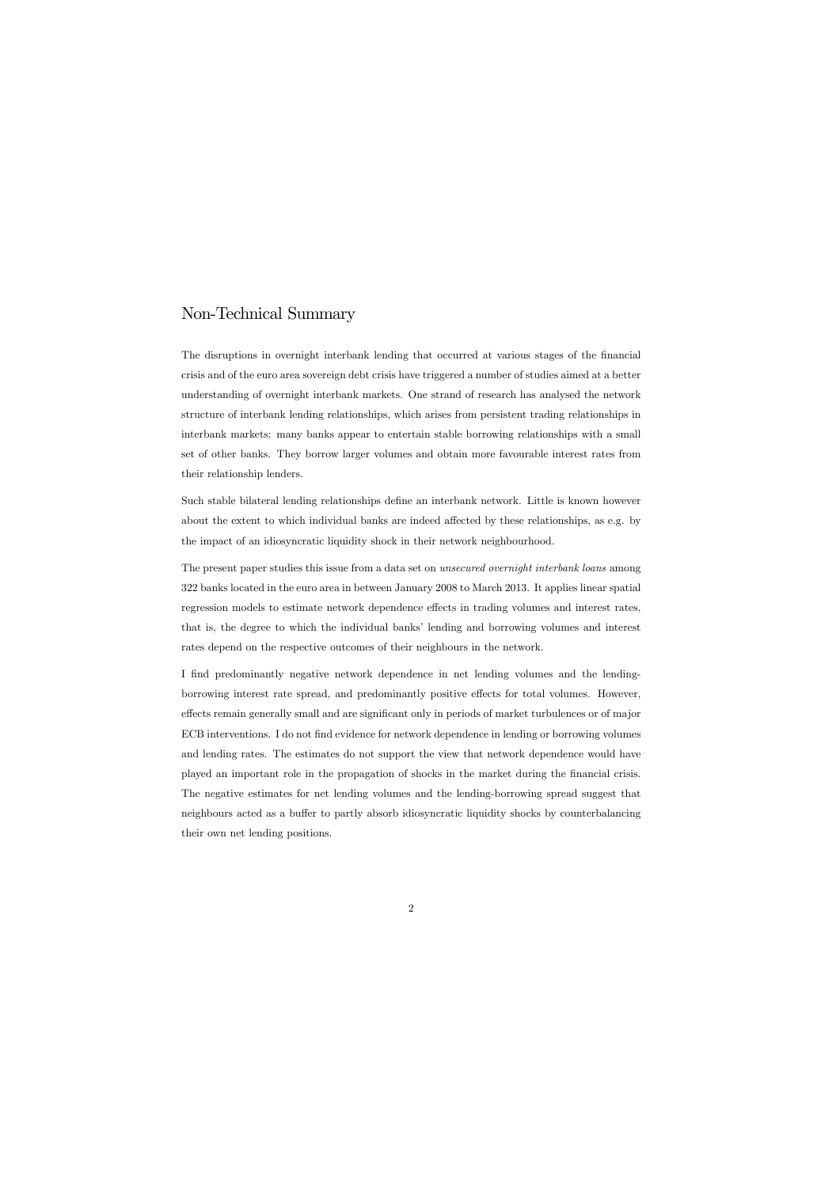# Non-Technical Summary

The disruptions in overnight interbank lending that occurred at various stages of the financial crisis and of the euro area sovereign debt crisis have triggered a number of studies aimed at a better understanding of overnight interbank markets. One strand of research has analysed the network structure of interbank lending relationships, which arises from persistent trading relationships in interbank markets: many banks appear to entertain stable borrowing relationships with a small set of other banks. They borrow larger volumes and obtain more favourable interest rates from their relationship lenders.

Such stable bilateral lending relationships define an interbank network. Little is known however about the extent to which individual banks are indeed affected by these relationships, as e.g. by the impact of an idiosyncratic liquidity shock in their network neighbourhood.

The present paper studies this issue from a data set on *unsecured overnight interbank loans* among 322 banks located in the euro area in between January 2008 to March 2013. It applies linear spatial regression models to estimate network dependence effects in trading volumes and interest rates, that is, the degree to which the individual banks' lending and borrowing volumes and interest rates depend on the respective outcomes of their neighbours in the network.

I find predominantly negative network dependence in net lending volumes and the lending-borrowing interest rate spread, and predominantly positive effects for total volumes. However, effects remain generally small and are significant only in periods of market turbulences or of major ECB interventions. I do not find evidence for network dependence in lending or borrowing volumes and lending rates. The estimates do not support the view that network dependence would have played an important role in the propagation of shocks in the market during the financial crisis. The negative estimates for net lending volumes and the lending-borrowing spread suggest that neighbours acted as a buffer to partly absorb idiosyncratic liquidity shocks by counterbalancing their own net lending positions.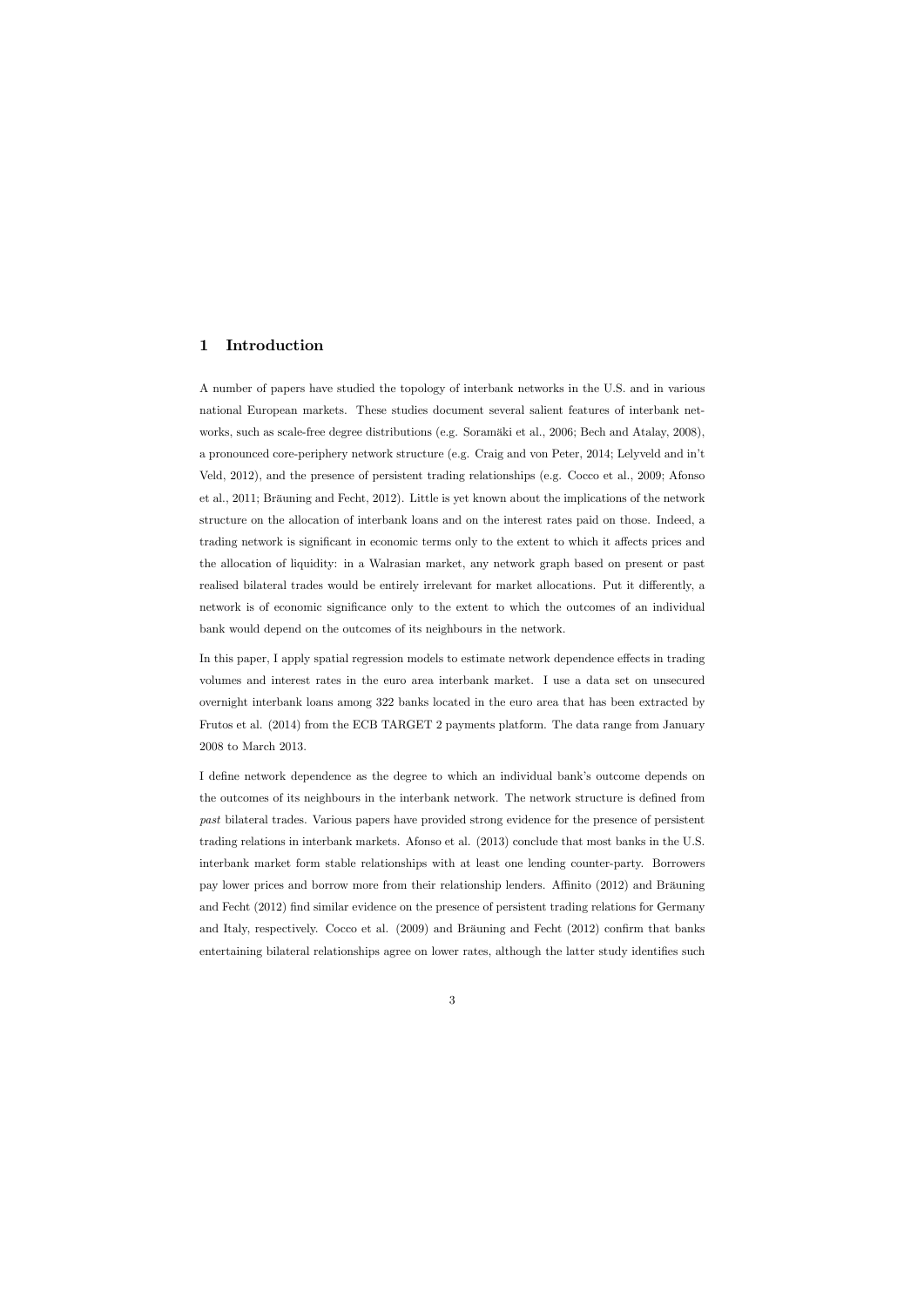## 1 Introduction

A number of papers have studied the topology of interbank networks in the U.S. and in various national European markets. These studies document several salient features of interbank networks, such as scale-free degree distributions (e.g. Soramäki et al., 2006; Bech and Atalay, 2008), a pronounced core-periphery network structure (e.g. Craig and von Peter, 2014; Lelyveld and in't Veld, 2012), and the presence of persistent trading relationships (e.g. Cocco et al., 2009; Afonso et al., 2011; Bräuning and Fecht, 2012). Little is yet known about the implications of the network structure on the allocation of interbank loans and on the interest rates paid on those. Indeed, a trading network is significant in economic terms only to the extent to which it affects prices and the allocation of liquidity: in a Walrasian market, any network graph based on present or past realised bilateral trades would be entirely irrelevant for market allocations. Put it differently, a network is of economic significance only to the extent to which the outcomes of an individual bank would depend on the outcomes of its neighbours in the network.

In this paper, I apply spatial regression models to estimate network dependence effects in trading volumes and interest rates in the euro area interbank market. I use a data set on unsecured overnight interbank loans among 322 banks located in the euro area that has been extracted by Frutos et al. (2014) from the ECB TARGET 2 payments platform. The data range from January 2008 to March 2013.

I define network dependence as the degree to which an individual bank's outcome depends on the outcomes of its neighbours in the interbank network. The network structure is defined from *past* bilateral trades. Various papers have provided strong evidence for the presence of persistent trading relations in interbank markets. Afonso et al. (2013) conclude that most banks in the U.S. interbank market form stable relationships with at least one lending counter-party. Borrowers pay lower prices and borrow more from their relationship lenders. Affinito (2012) and Bräuning and Fecht (2012) find similar evidence on the presence of persistent trading relations for Germany and Italy, respectively. Cocco et al. (2009) and Bräuning and Fecht (2012) confirm that banks entertaining bilateral relationships agree on lower rates, although the latter study identifies such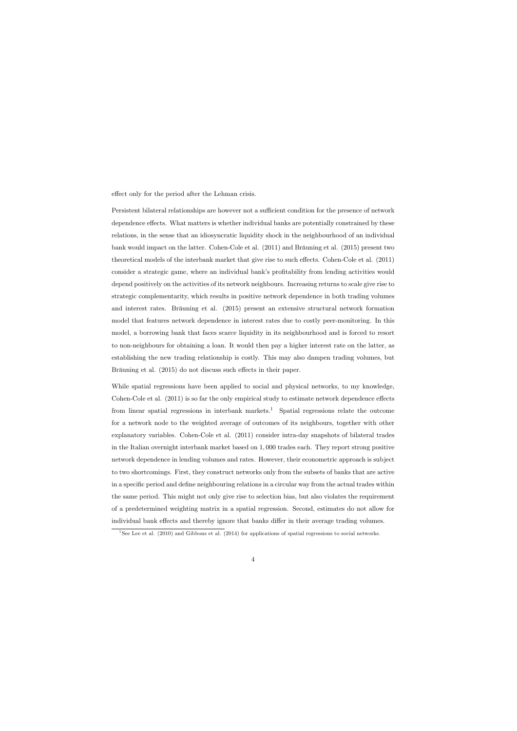effect only for the period after the Lehman crisis.

Persistent bilateral relationships are however not a sufficient condition for the presence of network dependence effects. What matters is whether individual banks are potentially constrained by these relations, in the sense that an idiosyncratic liquidity shock in the neighbourhood of an individual bank would impact on the latter. Cohen-Cole et al. (2011) and Bräuning et al. (2015) present two theoretical models of the interbank market that give rise to such effects. Cohen-Cole et al. (2011) consider a strategic game, where an individual bank's profitability from lending activities would depend positively on the activities of its network neighbours. Increasing returns to scale give rise to strategic complementarity, which results in positive network dependence in both trading volumes and interest rates. Bräuning et al. (2015) present an extensive structural network formation model that features network dependence in interest rates due to costly peer-monitoring. In this model, a borrowing bank that faces scarce liquidity in its neighbourhood and is forced to resort to non-neighbours for obtaining a loan. It would then pay a higher interest rate on the latter, as establishing the new trading relationship is costly. This may also dampen trading volumes, but Bräuning et al. (2015) do not discuss such effects in their paper.

While spatial regressions have been applied to social and physical networks, to my knowledge, Cohen-Cole et al. (2011) is so far the only empirical study to estimate network dependence effects from linear spatial regressions in interbank markets.[1] Spatial regressions relate the outcome for a network node to the weighted average of outcomes of its neighbours, together with other explanatory variables. Cohen-Cole et al. (2011) consider intra-day snapshots of bilateral trades in the Italian overnight interbank market based on 1,000 trades each. They report strong positive network dependence in lending volumes and rates. However, their econometric approach is subject to two shortcomings. First, they construct networks only from the subsets of banks that are active in a specific period and define neighbouring relations in a circular way from the actual trades within the same period. This might not only give rise to selection bias, but also violates the requirement of a predetermined weighting matrix in a spatial regression. Second, estimates do not allow for individual bank effects and thereby ignore that banks differ in their average trading volumes.

[1] See Lee et al. (2010) and Gibbons et al. (2014) for applications of spatial regressions to social networks.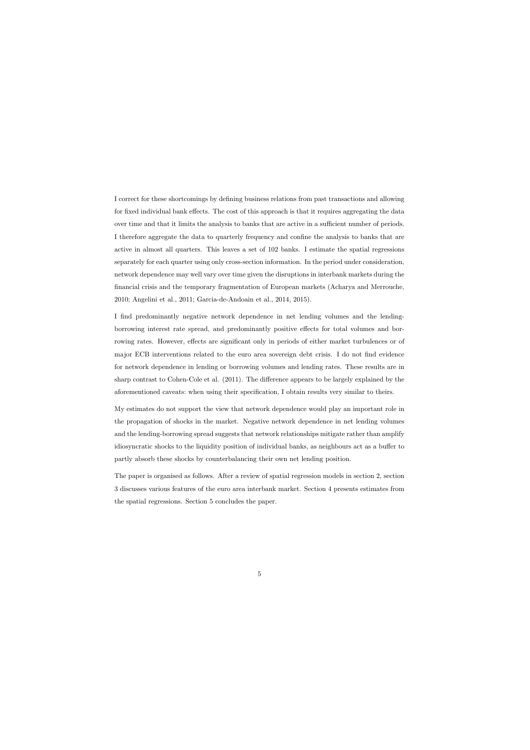I correct for these shortcomings by defining business relations from past transactions and allowing for fixed individual bank effects. The cost of this approach is that it requires aggregating the data over time and that it limits the analysis to banks that are active in a sufficient number of periods. I therefore aggregate the data to quarterly frequency and confine the analysis to banks that are active in almost all quarters. This leaves a set of 102 banks. I estimate the spatial regressions separately for each quarter using only cross-section information. In the period under consideration, network dependence may well vary over time given the disruptions in interbank markets during the financial crisis and the temporary fragmentation of European markets (Acharya and Merrouche, 2010; Angelini et al., 2011; Garcia-de-Andoain et al., 2014, 2015).

I find predominantly negative network dependence in net lending volumes and the lending-borrowing interest rate spread, and predominantly positive effects for total volumes and borrowing rates. However, effects are significant only in periods of either market turbulences or of major ECB interventions related to the euro area sovereign debt crisis. I do not find evidence for network dependence in lending or borrowing volumes and lending rates. These results are in sharp contrast to Cohen-Cole et al. (2011). The difference appears to be largely explained by the aforementioned caveats: when using their specification, I obtain results very similar to theirs.

My estimates do not support the view that network dependence would play an important role in the propagation of shocks in the market. Negative network dependence in net lending volumes and the lending-borrowing spread suggests that network relationships mitigate rather than amplify idiosyncratic shocks to the liquidity position of individual banks, as neighbours act as a buffer to partly absorb these shocks by counterbalancing their own net lending position.

The paper is organised as follows. After a review of spatial regression models in section 2, section 3 discusses various features of the euro area interbank market. Section 4 presents estimates from the spatial regressions. Section 5 concludes the paper.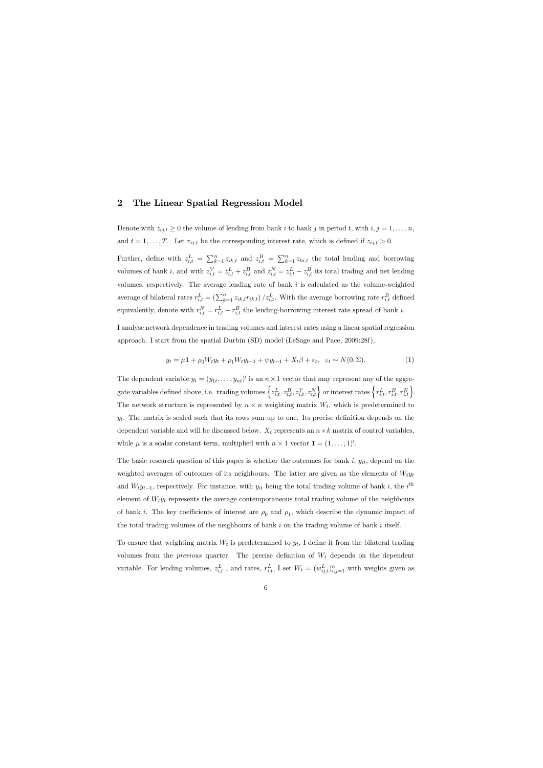## 2 The Linear Spatial Regression Model

Denote with $z_{ij,t} \geq 0$ the volume of lending from bank $i$ to bank $j$ in period $t$, with $i, j = 1, \ldots, n$, and $t = 1, \ldots, T$. Let $r_{ij,t}$ be the corresponding interest rate, which is defined if $z_{ij,t} > 0$.

Further, define with $z_{i,t}^L = \sum_{k=1}^n z_{ik,t}$ and $z_{i,t}^B = \sum_{k=1}^n z_{ki,t}$ the total lending and borrowing volumes of bank $i$, and with $z_{i,t}^V = z_{i,t}^L + z_{i,t}^B$ and $z_{i,t}^N = z_{i,t}^L - z_{i,t}^B$ its total trading and net lending volumes, respectively. The average lending rate of bank $i$ is calculated as the volume-weighted average of bilateral rates $r_{i,t}^L = \left(\sum_{k=1}^n z_{ik,t} r_{ik,t}\right)/z_{i,t}^L$. With the average borrowing rate $r_{i,t}^B$ defined equivalently, denote with $r_{i,t}^N = r_{i,t}^L - r_{i,t}^B$ the lending-borrowing interest rate spread of bank $i$.

I analyse network dependence in trading volumes and interest rates using a linear spatial regression approach. I start from the spatial Durbin (SD) model (LeSage and Pace, 2009:28f),

$$y_t = \mu \mathbf{1} + \rho_0 W_t y_t + \rho_1 W_t y_{t-1} + \psi y_{t-1} + X_t \beta + \varepsilon_t, \quad \varepsilon_t \sim N(0, \Sigma). \tag{1}$$

The dependent variable $y_t = (y_{1t}, \ldots, y_{nt})'$ is an $n \times 1$ vector that may represent any of the aggregate variables defined above, i.e. trading volumes $\left\{z_{i,t}^L, z_{i,t}^B, z_{i,t}^V, z_{i,t}^N\right\}$ or interest rates $\left\{r_{i,t}^L, r_{i,t}^B, r_{i,t}^N\right\}$. The network structure is represented by $n \times n$ weighting matrix $W_t$, which is predetermined to $y_t$. The matrix is scaled such that its rows sum up to one. Its precise definition depends on the dependent variable and will be discussed below. $X_t$ represents an $n \times k$ matrix of control variables, while $\mu$ is a scalar constant term, multiplied with $n \times 1$ vector $\mathbf{1} = (1, \ldots, 1)'$.

The basic research question of this paper is whether the outcomes for bank $i$, $y_{it}$, depend on the weighted averages of outcomes of its neighbours. The latter are given as the elements of $W_t y_t$ and $W_t y_{t-1}$, respectively. For instance, with $y_{it}$ being the total trading volume of bank $i$, the $i^{th}$ element of $W_t y_t$ represents the average contemporaneous total trading volume of the neighbours of bank $i$. The key coefficients of interest are $\rho_0$ and $\rho_1$, which describe the dynamic impact of the total trading volumes of the neighbours of bank $i$ on the trading volume of bank $i$ itself.

To ensure that weighting matrix $W_t$ is predetermined to $y_t$, I define it from the bilateral trading volumes from the *previous* quarter. The precise definition of $W_t$ depends on the dependent variable. For lending volumes, $z_{i,t}^L$ , and rates, $r_{i,t}^L$, I set $W_t = (w_{ij,t}^L)_{i,j=1}^n$ with weights given as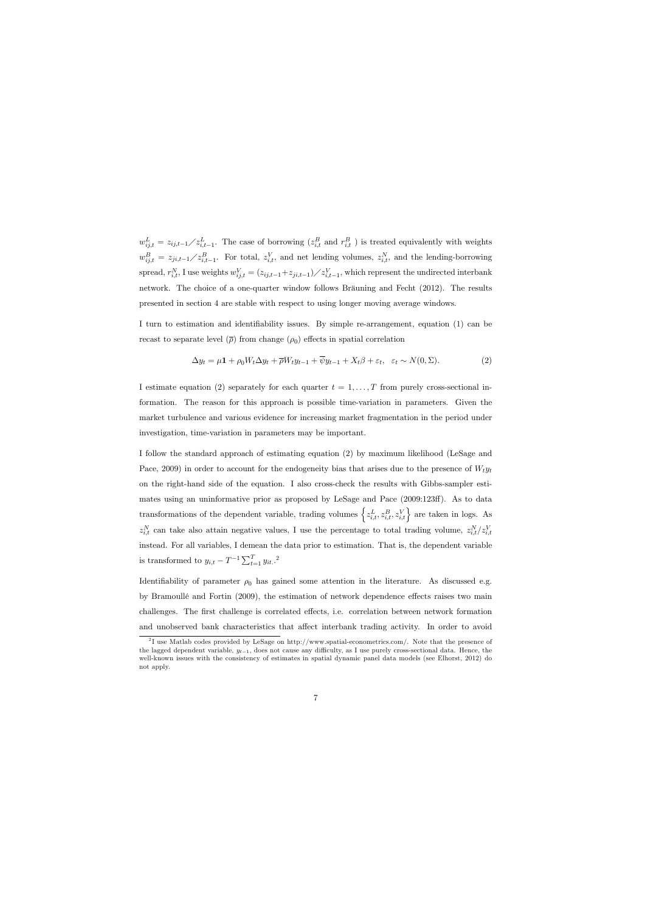$w^L_{ij,t} = z_{ij,t-1} / z^L_{i,t-1}$. The case of borrowing ($z^B_{i,t}$ and $r^B_{i,t}$ ) is treated equivalently with weights $w^B_{ij,t} = z_{ji,t-1} / z^B_{i,t-1}$. For total, $z^V_{i,t}$, and net lending volumes, $z^N_{i,t}$, and the lending-borrowing spread, $r^N_{i,t}$, I use weights $w^V_{ij,t} = (z_{ij,t-1}+z_{ji,t-1}) / z^V_{i,t-1}$, which represent the undirected interbank network. The choice of a one-quarter window follows Bräuning and Fecht (2012). The results presented in section 4 are stable with respect to using longer moving average windows.

I turn to estimation and identifiability issues. By simple re-arrangement, equation (1) can be recast to separate level ($\overline{\rho}$) from change ($\rho_0$) effects in spatial correlation

$$\Delta y_t = \mu \mathbf{1} + \rho_0 W_t \Delta y_t + \overline{\rho} W_t y_{t-1} + \overline{\psi} y_{t-1} + X_t \beta + \varepsilon_t, \quad \varepsilon_t \sim N(0, \Sigma). \tag{2}$$

I estimate equation (2) separately for each quarter $t = 1, \ldots, T$ from purely cross-sectional information. The reason for this approach is possible time-variation in parameters. Given the market turbulence and various evidence for increasing market fragmentation in the period under investigation, time-variation in parameters may be important.

I follow the standard approach of estimating equation (2) by maximum likelihood (LeSage and Pace, 2009) in order to account for the endogeneity bias that arises due to the presence of $W_t y_t$ on the right-hand side of the equation. I also cross-check the results with Gibbs-sampler estimates using an uninformative prior as proposed by LeSage and Pace (2009:123ff). As to data transformations of the dependent variable, trading volumes $\left\{z^L_{i,t}, z^B_{i,t}, z^V_{i,t}\right\}$ are taken in logs. As $z^N_{i,t}$ can take also attain negative values, I use the percentage to total trading volume, $z^N_{i,t}/z^V_{i,t}$ instead. For all variables, I demean the data prior to estimation. That is, the dependent variable is transformed to $y_{i,t} - T^{-1} \sum_{t=1}^{T} y_{it}$.[2]

Identifiability of parameter $\rho_0$ has gained some attention in the literature. As discussed e.g. by Bramoullé and Fortin (2009), the estimation of network dependence effects raises two main challenges. The first challenge is correlated effects, i.e. correlation between network formation and unobserved bank characteristics that affect interbank trading activity. In order to avoid

[2] I use Matlab codes provided by LeSage on http://www.spatial-econometrics.com/. Note that the presence of the lagged dependent variable, $y_{t-1}$, does not cause any difficulty, as I use purely cross-sectional data. Hence, the well-known issues with the consistency of estimates in spatial dynamic panel data models (see Elhorst, 2012) do not apply.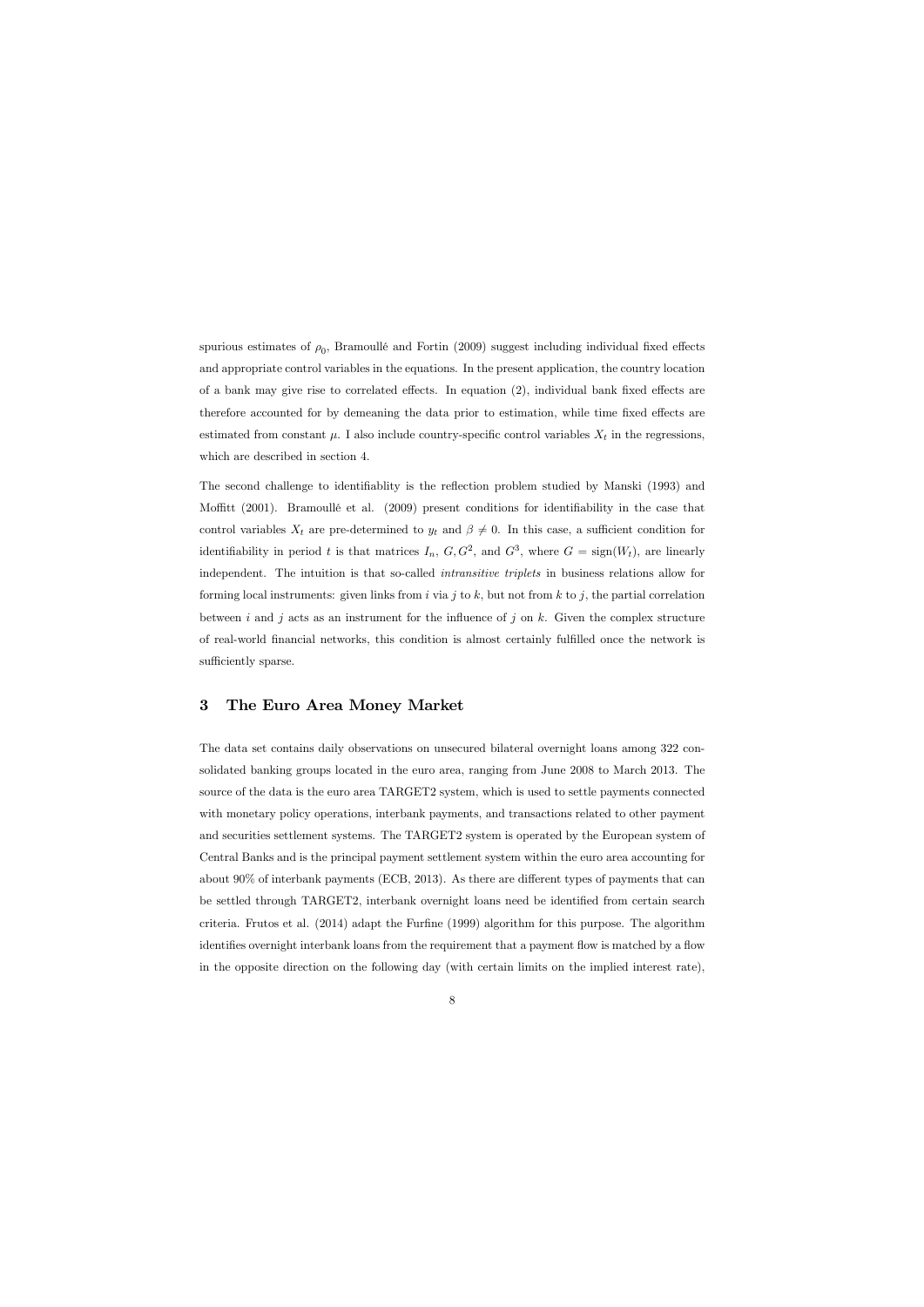spurious estimates of $\rho_0$, Bramoullé and Fortin (2009) suggest including individual fixed effects and appropriate control variables in the equations. In the present application, the country location of a bank may give rise to correlated effects. In equation (2), individual bank fixed effects are therefore accounted for by demeaning the data prior to estimation, while time fixed effects are estimated from constant $\mu$. I also include country-specific control variables $X_t$ in the regressions, which are described in section 4.

The second challenge to identifiablity is the reflection problem studied by Manski (1993) and Moffitt (2001). Bramoullé et al. (2009) present conditions for identifiability in the case that control variables $X_t$ are pre-determined to $y_t$ and $\beta \neq 0$. In this case, a sufficient condition for identifiability in period $t$ is that matrices $I_n$, $G, G^2$, and $G^3$, where $G = \text{sign}(W_t)$, are linearly independent. The intuition is that so-called *intransitive triplets* in business relations allow for forming local instruments: given links from $i$ via $j$ to $k$, but not from $k$ to $j$, the partial correlation between $i$ and $j$ acts as an instrument for the influence of $j$ on $k$. Given the complex structure of real-world financial networks, this condition is almost certainly fulfilled once the network is sufficiently sparse.

## 3 The Euro Area Money Market

The data set contains daily observations on unsecured bilateral overnight loans among 322 consolidated banking groups located in the euro area, ranging from June 2008 to March 2013. The source of the data is the euro area TARGET2 system, which is used to settle payments connected with monetary policy operations, interbank payments, and transactions related to other payment and securities settlement systems. The TARGET2 system is operated by the European system of Central Banks and is the principal payment settlement system within the euro area accounting for about 90% of interbank payments (ECB, 2013). As there are different types of payments that can be settled through TARGET2, interbank overnight loans need be identified from certain search criteria. Frutos et al. (2014) adapt the Furfine (1999) algorithm for this purpose. The algorithm identifies overnight interbank loans from the requirement that a payment flow is matched by a flow in the opposite direction on the following day (with certain limits on the implied interest rate),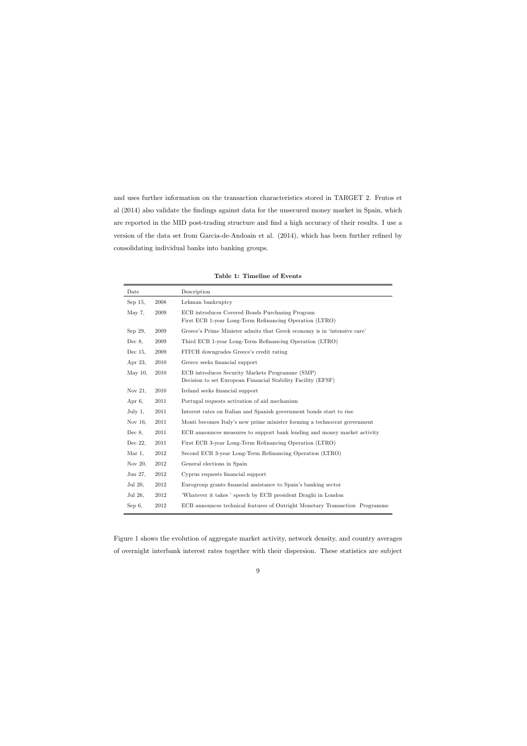and uses further information on the transaction characteristics stored in TARGET 2. Frutos et al (2014) also validate the findings against data for the unsecured money market in Spain, which are reported in the MID post-trading structure and find a high accuracy of their results. I use a version of the data set from Garcia-de-Andoain et al. (2014), which has been further refined by consolidating individual banks into banking groups.

**Table 1: Timeline of Events**

| Date | | Description |
|---|---|---|
| Sep 15, | 2008 | Lehman bankruptcy |
| May 7, | 2009 | ECB introduces Covered Bonds Purchasing Program<br>First ECB 1-year Long-Term Refinancing Operation (LTRO) |
| Sep 29, | 2009 | Greece's Prime Minister admits that Greek economy is in 'intensive care' |
| Dec 8, | 2009 | Third ECB 1-year Long-Term Refinancing Operation (LTRO) |
| Dec 15, | 2009 | FITCH downgrades Greece's credit rating |
| Apr 23, | 2010 | Greece seeks financial support |
| May 10, | 2010 | ECB introduces Security Markets Programme (SMP)<br>Decision to set European Financial Stability Facility (EFSF) |
| Nov 21, | 2010 | Ireland seeks financial support |
| Apr 6, | 2011 | Portugal requests activation of aid mechanism |
| July 1, | 2011 | Interest rates on Italian and Spanish government bonds start to rise |
| Nov 16, | 2011 | Monti becomes Italy's new prime minister forming a technocrat government |
| Dec 8, | 2011 | ECB announces measures to support bank lending and money market activity |
| Dec 22, | 2011 | First ECB 3-year Long-Term Refinancing Operation (LTRO) |
| Mar 1, | 2012 | Second ECB 3-year Long-Term Refinancing Operation (LTRO) |
| Nov 20, | 2012 | General elections in Spain |
| Jun 27, | 2012 | Cyprus requests financial support |
| Jul 20, | 2012 | Eurogroup grants financial assistance to Spain's banking sector |
| Jul 26, | 2012 | 'Whatever it takes ' speech by ECB president Draghi in London |
| Sep 6, | 2012 | ECB announces technical features of Outright Monetary Transaction Programme |

Figure 1 shows the evolution of aggregate market activity, network density, and country averages of overnight interbank interest rates together with their dispersion. These statistics are subject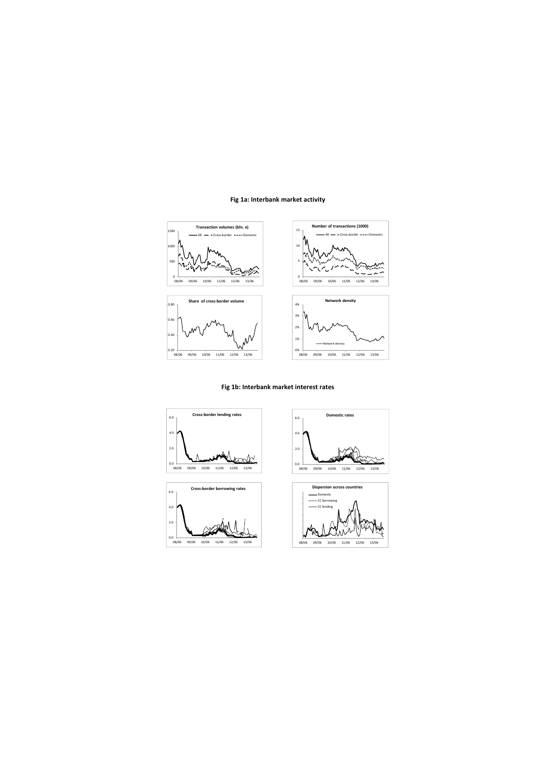**Fig 1a: Interbank market activity**

**Fig 1b: Interbank market interest rates**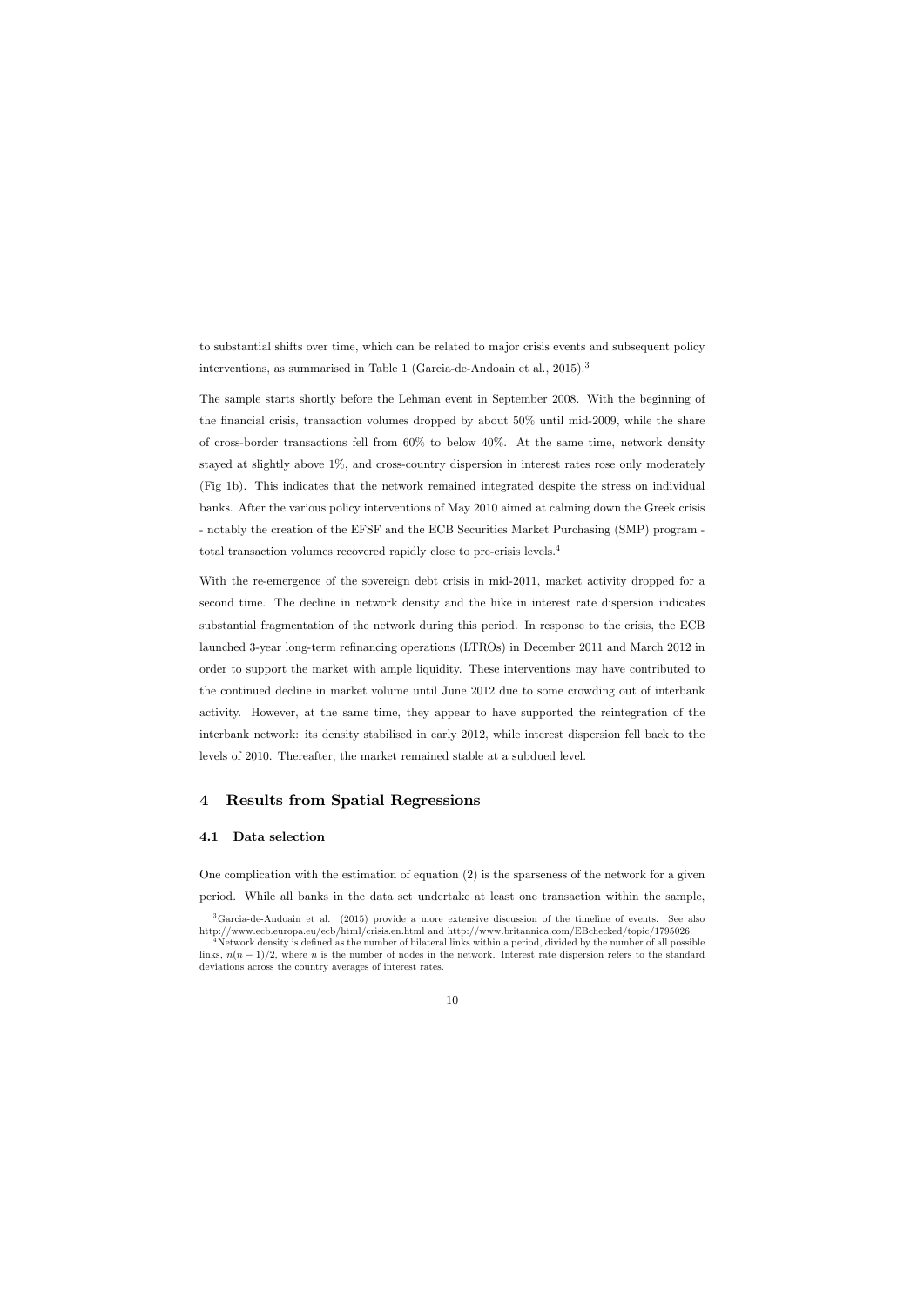to substantial shifts over time, which can be related to major crisis events and subsequent policy interventions, as summarised in Table 1 (Garcia-de-Andoain et al., 2015).[3]

The sample starts shortly before the Lehman event in September 2008. With the beginning of the financial crisis, transaction volumes dropped by about 50% until mid-2009, while the share of cross-border transactions fell from 60% to below 40%. At the same time, network density stayed at slightly above 1%, and cross-country dispersion in interest rates rose only moderately (Fig 1b). This indicates that the network remained integrated despite the stress on individual banks. After the various policy interventions of May 2010 aimed at calming down the Greek crisis - notably the creation of the EFSF and the ECB Securities Market Purchasing (SMP) program - total transaction volumes recovered rapidly close to pre-crisis levels.[4]

With the re-emergence of the sovereign debt crisis in mid-2011, market activity dropped for a second time. The decline in network density and the hike in interest rate dispersion indicates substantial fragmentation of the network during this period. In response to the crisis, the ECB launched 3-year long-term refinancing operations (LTROs) in December 2011 and March 2012 in order to support the market with ample liquidity. These interventions may have contributed to the continued decline in market volume until June 2012 due to some crowding out of interbank activity. However, at the same time, they appear to have supported the reintegration of the interbank network: its density stabilised in early 2012, while interest dispersion fell back to the levels of 2010. Thereafter, the market remained stable at a subdued level.

## 4 Results from Spatial Regressions

### 4.1 Data selection

One complication with the estimation of equation (2) is the sparseness of the network for a given period. While all banks in the data set undertake at least one transaction within the sample,

[3] Garcia-de-Andoain et al. (2015) provide a more extensive discussion of the timeline of events. See also http://www.ecb.europa.eu/ecb/html/crisis.en.html and http://www.britannica.com/EBchecked/topic/1795026.

[4] Network density is defined as the number of bilateral links within a period, divided by the number of all possible links, $n(n-1)/2$, where $n$ is the number of nodes in the network. Interest rate dispersion refers to the standard deviations across the country averages of interest rates.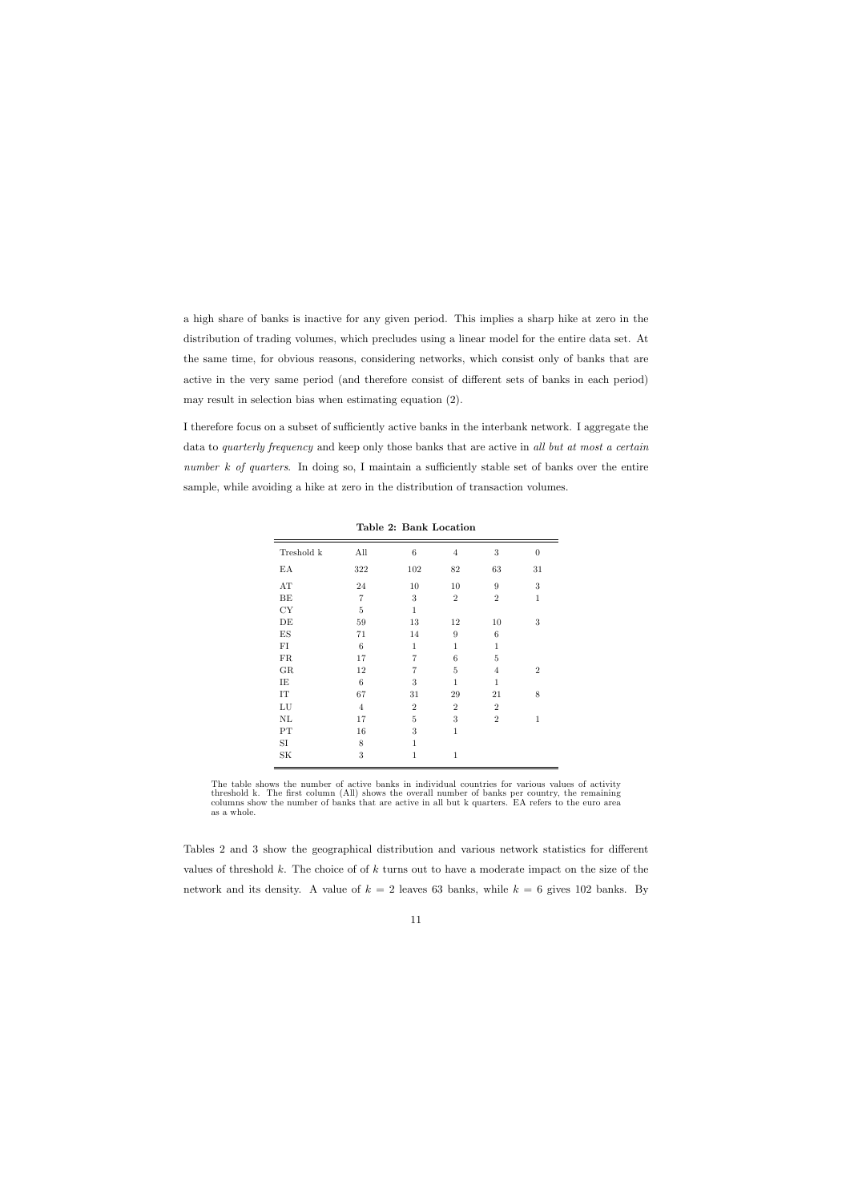a high share of banks is inactive for any given period. This implies a sharp hike at zero in the distribution of trading volumes, which precludes using a linear model for the entire data set. At the same time, for obvious reasons, considering networks, which consist only of banks that are active in the very same period (and therefore consist of different sets of banks in each period) may result in selection bias when estimating equation (2).

I therefore focus on a subset of sufficiently active banks in the interbank network. I aggregate the data to *quarterly frequency* and keep only those banks that are active in *all but at most a certain number k of quarters*. In doing so, I maintain a sufficiently stable set of banks over the entire sample, while avoiding a hike at zero in the distribution of transaction volumes.

**Table 2: Bank Location**

| Treshold k | All | 6 | 4 | 3 | 0 |
|---|---|---|---|---|---|
| EA | 322 | 102 | 82 | 63 | 31 |
| AT | 24 | 10 | 10 | 9 | 3 |
| BE | 7 | 3 | 2 | 2 | 1 |
| CY | 5 | 1 | | | |
| DE | 59 | 13 | 12 | 10 | 3 |
| ES | 71 | 14 | 9 | 6 | |
| FI | 6 | 1 | 1 | 1 | |
| FR | 17 | 7 | 6 | 5 | |
| GR | 12 | 7 | 5 | 4 | 2 |
| IE | 6 | 3 | 1 | 1 | |
| IT | 67 | 31 | 29 | 21 | 8 |
| LU | 4 | 2 | 2 | 2 | |
| NL | 17 | 5 | 3 | 2 | 1 |
| PT | 16 | 3 | 1 | | |
| SI | 8 | 1 | | | |
| SK | 3 | 1 | 1 | | |

The table shows the number of active banks in individual countries for various values of activity threshold k. The first column (All) shows the overall number of banks per country, the remaining columns show the number of banks that are active in all but k quarters. EA refers to the euro area as a whole.

Tables 2 and 3 show the geographical distribution and various network statistics for different values of threshold $k$. The choice of of $k$ turns out to have a moderate impact on the size of the network and its density. A value of $k = 2$ leaves 63 banks, while $k = 6$ gives 102 banks. By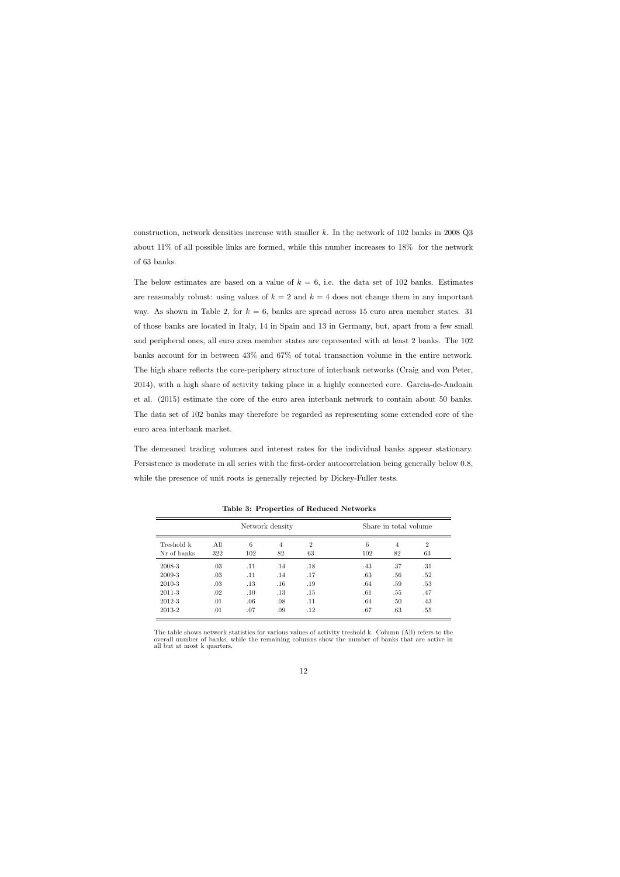construction, network densities increase with smaller $k$. In the network of 102 banks in 2008 Q3 about 11% of all possible links are formed, while this number increases to 18% for the network of 63 banks.

The below estimates are based on a value of $k = 6$, i.e. the data set of 102 banks. Estimates are reasonably robust: using values of $k = 2$ and $k = 4$ does not change them in any important way. As shown in Table 2, for $k = 6$, banks are spread across 15 euro area member states. 31 of those banks are located in Italy, 14 in Spain and 13 in Germany, but, apart from a few small and peripheral ones, all euro area member states are represented with at least 2 banks. The 102 banks account for in between 43% and 67% of total transaction volume in the entire network. The high share reflects the core-periphery structure of interbank networks (Craig and von Peter, 2014), with a high share of activity taking place in a highly connected core. Garcia-de-Andoain et al. (2015) estimate the core of the euro area interbank network to contain about 50 banks. The data set of 102 banks may therefore be regarded as representing some extended core of the euro area interbank market.

The demeaned trading volumes and interest rates for the individual banks appear stationary. Persistence is moderate in all series with the first-order autocorrelation being generally below 0.8, while the presence of unit roots is generally rejected by Dickey-Fuller tests.

**Table 3: Properties of Reduced Networks**

| | Network density | | | | Share in total volume | | |
|---|---|---|---|---|---|---|---|
| Treshold k | All | 6 | 4 | 2 | 6 | 4 | 2 |
| Nr of banks | 322 | 102 | 82 | 63 | 102 | 82 | 63 |
| 2008-3 | .03 | .11 | .14 | .18 | .43 | .37 | .31 |
| 2009-3 | .03 | .11 | .14 | .17 | .63 | .56 | .52 |
| 2010-3 | .03 | .13 | .16 | .19 | .64 | .59 | .53 |
| 2011-3 | .02 | .10 | .13 | .15 | .61 | .55 | .47 |
| 2012-3 | .01 | .06 | .08 | .11 | .64 | .50 | .43 |
| 2013-2 | .01 | .07 | .09 | .12 | .67 | .63 | .55 |

The table shows network statistics for various values of activity treshold k. Column (All) refers to the overall number of banks, while the remaining columns show the number of banks that are active in all but at most k quarters.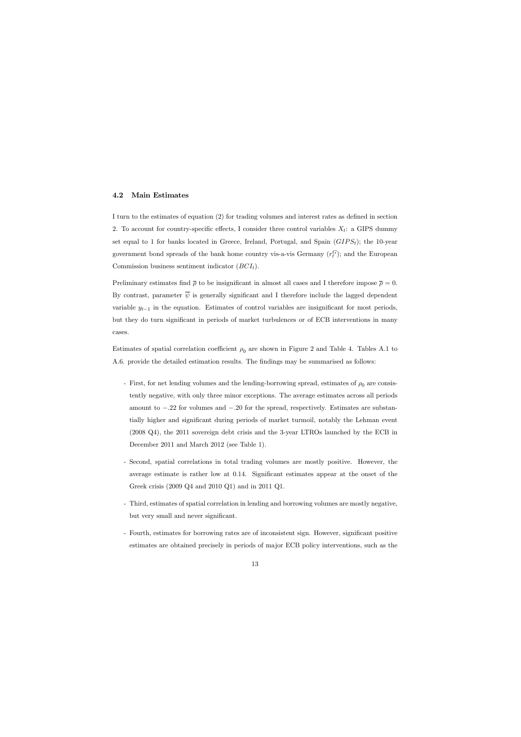### 4.2 Main Estimates

I turn to the estimates of equation (2) for trading volumes and interest rates as defined in section 2. To account for country-specific effects, I consider three control variables $X_t$: a GIPS dummy set equal to 1 for banks located in Greece, Ireland, Portugal, and Spain ($GIPS_t$); the 10-year government bond spreads of the bank home country vis-a-vis Germany ($r_t^G$); and the European Commission business sentiment indicator ($BCI_t$).

Preliminary estimates find $\overline{\rho}$ to be insignificant in almost all cases and I therefore impose $\overline{\rho} = 0$. By contrast, parameter $\overline{\psi}$ is generally significant and I therefore include the lagged dependent variable $y_{t-1}$ in the equation. Estimates of control variables are insignificant for most periods, but they do turn significant in periods of market turbulences or of ECB interventions in many cases.

Estimates of spatial correlation coefficient $\rho_0$ are shown in Figure 2 and Table 4. Tables A.1 to A.6. provide the detailed estimation results. The findings may be summarised as follows:

- First, for net lending volumes and the lending-borrowing spread, estimates of $\rho_0$ are consistently negative, with only three minor exceptions. The average estimates across all periods amount to $-.22$ for volumes and $-.20$ for the spread, respectively. Estimates are substantially higher and significant during periods of market turmoil, notably the Lehman event (2008 Q4), the 2011 sovereign debt crisis and the 3-year LTROs launched by the ECB in December 2011 and March 2012 (see Table 1).

- Second, spatial correlations in total trading volumes are mostly positive. However, the average estimate is rather low at 0.14. Significant estimates appear at the onset of the Greek crisis (2009 Q4 and 2010 Q1) and in 2011 Q1.

- Third, estimates of spatial correlation in lending and borrowing volumes are mostly negative, but very small and never significant.

- Fourth, estimates for borrowing rates are of inconsistent sign. However, significant positive estimates are obtained precisely in periods of major ECB policy interventions, such as the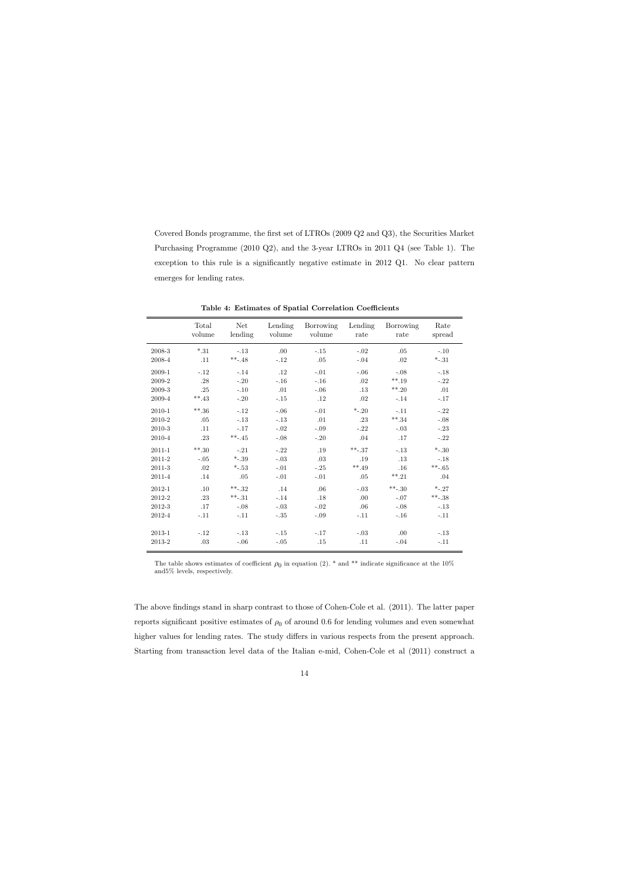Covered Bonds programme, the first set of LTROs (2009 Q2 and Q3), the Securities Market Purchasing Programme (2010 Q2), and the 3-year LTROs in 2011 Q4 (see Table 1). The exception to this rule is a significantly negative estimate in 2012 Q1. No clear pattern emerges for lending rates.

**Table 4: Estimates of Spatial Correlation Coefficients**

| | Total volume | Net lending | Lending volume | Borrowing volume | Lending rate | Borrowing rate | Rate spread |
|---|---|---|---|---|---|---|---|
| 2008-3 | *.31 | -.13 | .00 | -.15 | -.02 | .05 | -.10 |
| 2008-4 | .11 | **-.48 | -.12 | .05 | -.04 | .02 | *-.31 |
| 2009-1 | -.12 | -.14 | .12 | -.01 | -.06 | -.08 | -.18 |
| 2009-2 | .28 | -.20 | -.16 | -.16 | .02 | **.19 | -.22 |
| 2009-3 | .25 | -.10 | .01 | -.06 | .13 | **.20 | .01 |
| 2009-4 | **.43 | -.20 | -.15 | .12 | .02 | -.14 | -.17 |
| 2010-1 | **.36 | -.12 | -.06 | -.01 | *-.20 | -.11 | -.22 |
| 2010-2 | .05 | -.13 | -.13 | .01 | .23 | **.34 | -.08 |
| 2010-3 | .11 | -.17 | -.02 | -.09 | -.22 | -.03 | -.23 |
| 2010-4 | .23 | **-.45 | -.08 | -.20 | .04 | .17 | -.22 |
| 2011-1 | **.30 | -.21 | -.22 | .19 | **-.37 | -.13 | *-.30 |
| 2011-2 | -.05 | *-.39 | -.03 | .03 | .19 | .13 | -.18 |
| 2011-3 | .02 | *-.53 | -.01 | -.25 | **.49 | .16 | **-.65 |
| 2011-4 | .14 | .05 | -.01 | -.01 | .05 | **.21 | .04 |
| 2012-1 | .10 | **-.32 | .14 | .06 | -.03 | **-.30 | *-.27 |
| 2012-2 | .23 | **-.31 | -.14 | .18 | .00 | -.07 | **-.38 |
| 2012-3 | .17 | -.08 | -.03 | -.02 | .06 | -.08 | -.13 |
| 2012-4 | -.11 | -.11 | -.35 | -.09 | -.11 | -.16 | -.11 |
| 2013-1 | -.12 | -.13 | -.15 | -.17 | -.03 | .00 | -.13 |
| 2013-2 | .03 | -.06 | -.05 | .15 | .11 | -.04 | -.11 |

The table shows estimates of coefficient $\rho_0$ in equation (2). * and ** indicate significance at the 10% and5% levels, respectively.

The above findings stand in sharp contrast to those of Cohen-Cole et al. (2011). The latter paper reports significant positive estimates of $\rho_0$ of around 0.6 for lending volumes and even somewhat higher values for lending rates. The study differs in various respects from the present approach. Starting from transaction level data of the Italian e-mid, Cohen-Cole et al (2011) construct a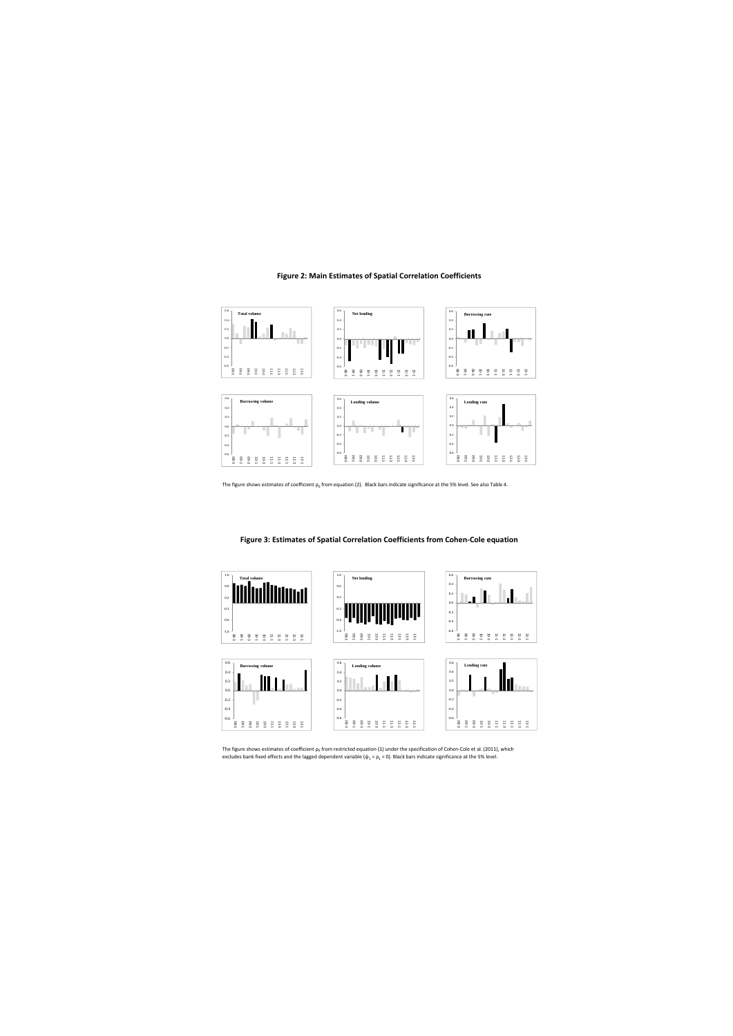## Figure 2: Main Estimates of Spatial Correlation Coefficients

The figure shows estimates of coefficient $\rho_0$ from equation (2). Black bars indicate significance at the 5% level. See also Table 4.

## Figure 3: Estimates of Spatial Correlation Coefficients from Cohen-Cole equation

The figure shows estimates of coefficient $\rho_0$ from restricted equation (1) under the specification of Cohen-Cole et al. (2011), which excludes bank fixed effects and the lagged dependent variable ($\psi_1 = \rho_1 = 0$). Black bars indicate significance at the 5% level.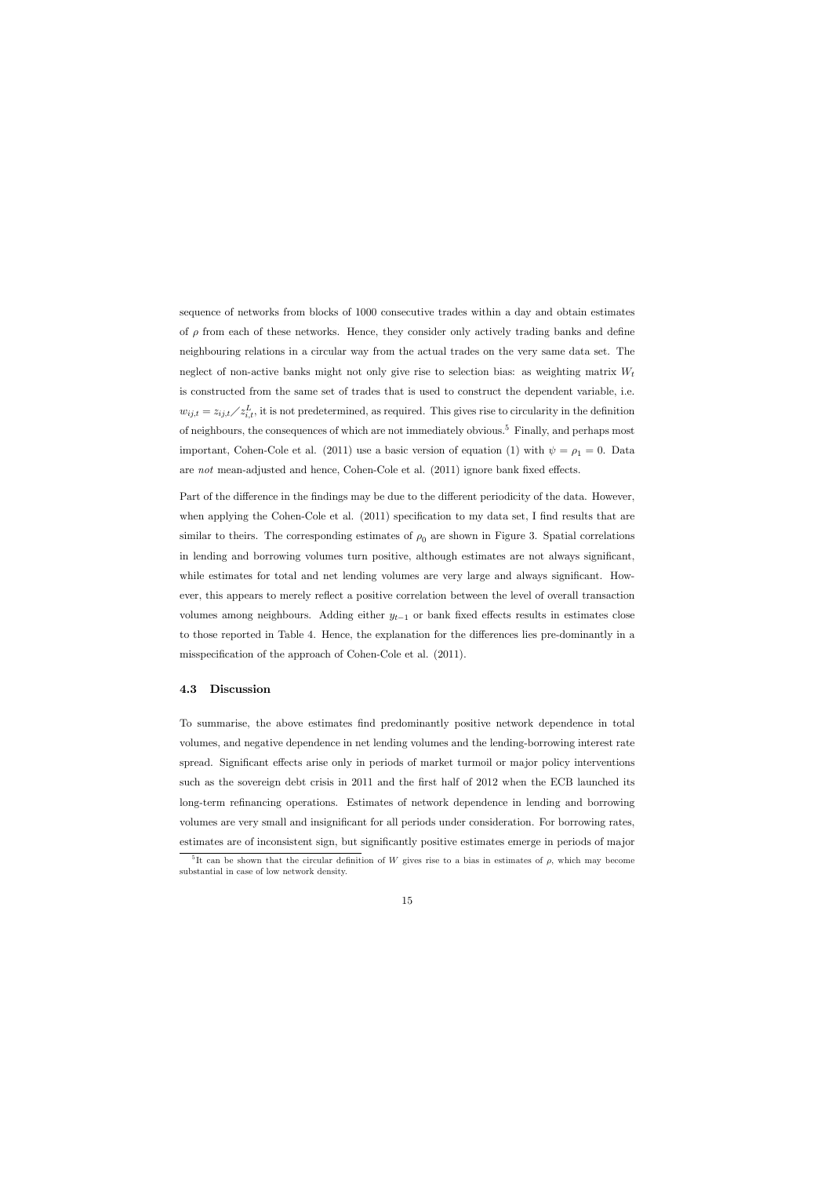sequence of networks from blocks of 1000 consecutive trades within a day and obtain estimates of $\rho$ from each of these networks. Hence, they consider only actively trading banks and define neighbouring relations in a circular way from the actual trades on the very same data set. The neglect of non-active banks might not only give rise to selection bias: as weighting matrix $W_t$ is constructed from the same set of trades that is used to construct the dependent variable, i.e. $w_{ij,t} = z_{ij,t} / z^L_{i,t}$, it is not predetermined, as required. This gives rise to circularity in the definition of neighbours, the consequences of which are not immediately obvious.[5] Finally, and perhaps most important, Cohen-Cole et al. (2011) use a basic version of equation (1) with $\psi = \rho_1 = 0$. Data are *not* mean-adjusted and hence, Cohen-Cole et al. (2011) ignore bank fixed effects.

Part of the difference in the findings may be due to the different periodicity of the data. However, when applying the Cohen-Cole et al. (2011) specification to my data set, I find results that are similar to theirs. The corresponding estimates of $\rho_0$ are shown in Figure 3. Spatial correlations in lending and borrowing volumes turn positive, although estimates are not always significant, while estimates for total and net lending volumes are very large and always significant. However, this appears to merely reflect a positive correlation between the level of overall transaction volumes among neighbours. Adding either $y_{t-1}$ or bank fixed effects results in estimates close to those reported in Table 4. Hence, the explanation for the differences lies pre-dominantly in a misspecification of the approach of Cohen-Cole et al. (2011).

### 4.3 Discussion

To summarise, the above estimates find predominantly positive network dependence in total volumes, and negative dependence in net lending volumes and the lending-borrowing interest rate spread. Significant effects arise only in periods of market turmoil or major policy interventions such as the sovereign debt crisis in 2011 and the first half of 2012 when the ECB launched its long-term refinancing operations. Estimates of network dependence in lending and borrowing volumes are very small and insignificant for all periods under consideration. For borrowing rates, estimates are of inconsistent sign, but significantly positive estimates emerge in periods of major

[5] It can be shown that the circular definition of $W$ gives rise to a bias in estimates of $\rho$, which may become substantial in case of low network density.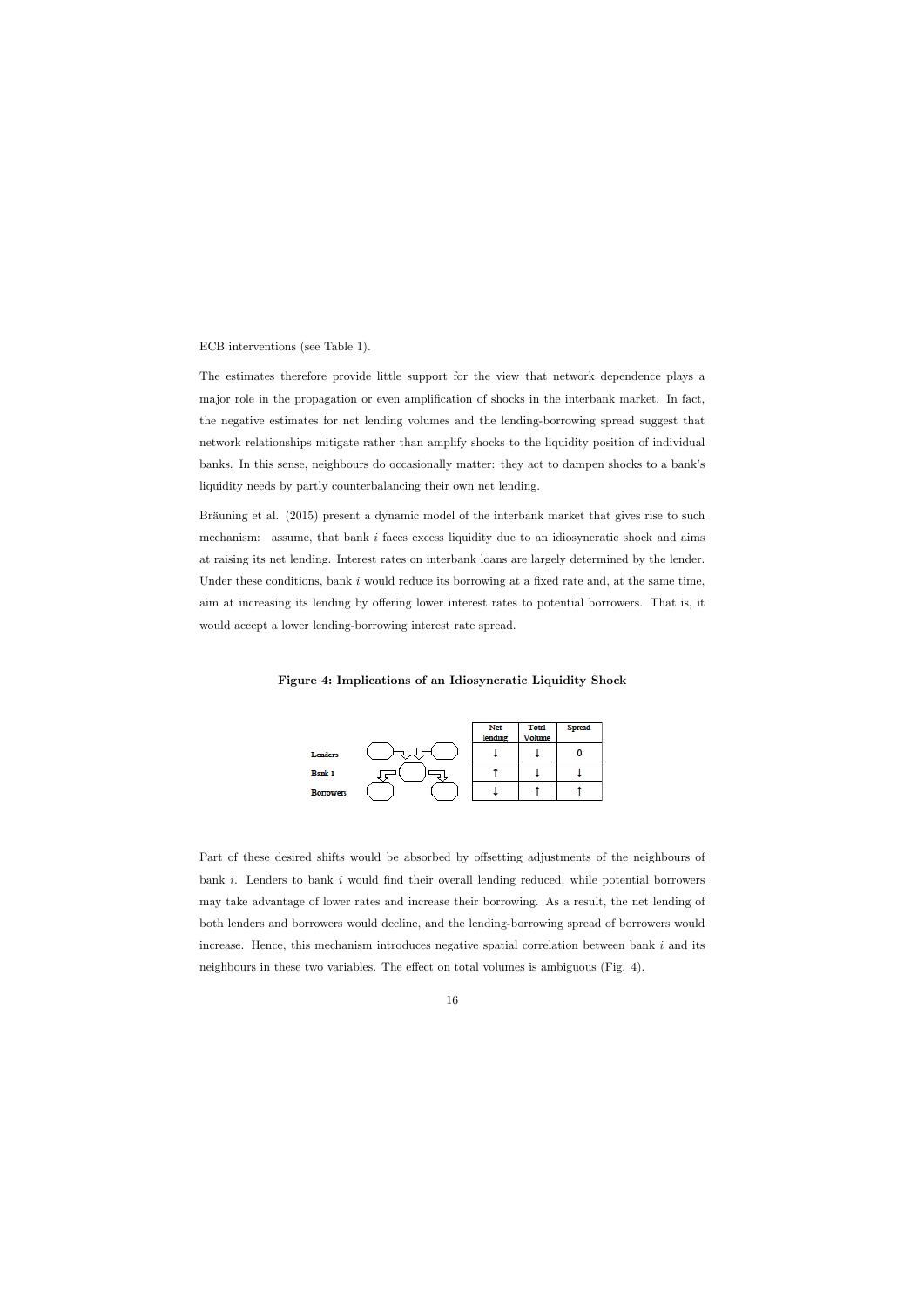ECB interventions (see Table 1).

The estimates therefore provide little support for the view that network dependence plays a major role in the propagation or even amplification of shocks in the interbank market. In fact, the negative estimates for net lending volumes and the lending-borrowing spread suggest that network relationships mitigate rather than amplify shocks to the liquidity position of individual banks. In this sense, neighbours do occasionally matter: they act to dampen shocks to a bank's liquidity needs by partly counterbalancing their own net lending.

Bräuning et al. (2015) present a dynamic model of the interbank market that gives rise to such mechanism: assume, that bank $i$ faces excess liquidity due to an idiosyncratic shock and aims at raising its net lending. Interest rates on interbank loans are largely determined by the lender. Under these conditions, bank $i$ would reduce its borrowing at a fixed rate and, at the same time, aim at increasing its lending by offering lower interest rates to potential borrowers. That is, it would accept a lower lending-borrowing interest rate spread.

**Figure 4: Implications of an Idiosyncratic Liquidity Shock**

| | Net lending | Total Volume | Spread |
|---|---|---|---|
| Lenders | ↓ | ↓ | 0 |
| Bank i | ↑ | ↓ | ↓ |
| Borrowers | ↓ | ↑ | ↑ |

Part of these desired shifts would be absorbed by offsetting adjustments of the neighbours of bank $i$. Lenders to bank $i$ would find their overall lending reduced, while potential borrowers may take advantage of lower rates and increase their borrowing. As a result, the net lending of both lenders and borrowers would decline, and the lending-borrowing spread of borrowers would increase. Hence, this mechanism introduces negative spatial correlation between bank $i$ and its neighbours in these two variables. The effect on total volumes is ambiguous (Fig. 4).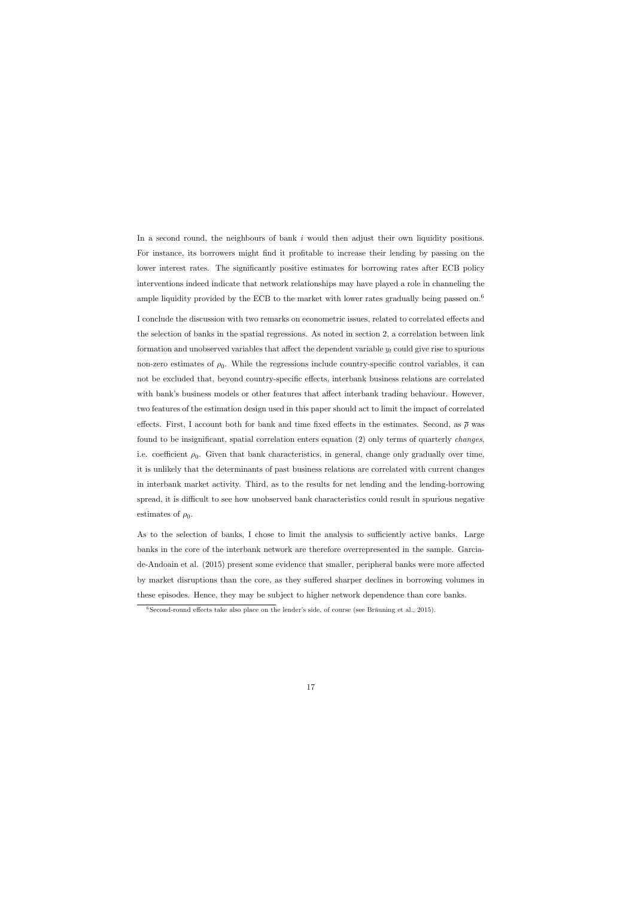In a second round, the neighbours of bank $i$ would then adjust their own liquidity positions. For instance, its borrowers might find it profitable to increase their lending by passing on the lower interest rates. The significantly positive estimates for borrowing rates after ECB policy interventions indeed indicate that network relationships may have played a role in channeling the ample liquidity provided by the ECB to the market with lower rates gradually being passed on.[6]

I conclude the discussion with two remarks on econometric issues, related to correlated effects and the selection of banks in the spatial regressions. As noted in section 2, a correlation between link formation and unobserved variables that affect the dependent variable $y_t$ could give rise to spurious non-zero estimates of $\rho_0$. While the regressions include country-specific control variables, it can not be excluded that, beyond country-specific effects, interbank business relations are correlated with bank's business models or other features that affect interbank trading behaviour. However, two features of the estimation design used in this paper should act to limit the impact of correlated effects. First, I account both for bank and time fixed effects in the estimates. Second, as $\overline{\rho}$ was found to be insignificant, spatial correlation enters equation (2) only terms of quarterly *changes*, i.e. coefficient $\rho_0$. Given that bank characteristics, in general, change only gradually over time, it is unlikely that the determinants of past business relations are correlated with current changes in interbank market activity. Third, as to the results for net lending and the lending-borrowing spread, it is difficult to see how unobserved bank characteristics could result in spurious negative estimates of $\rho_0$.

As to the selection of banks, I chose to limit the analysis to sufficiently active banks. Large banks in the core of the interbank network are therefore overrepresented in the sample. Garcia-de-Andoain et al. (2015) present some evidence that smaller, peripheral banks were more affected by market disruptions than the core, as they suffered sharper declines in borrowing volumes in these episodes. Hence, they may be subject to higher network dependence than core banks.

[6] Second-round effects take also place on the lender's side, of course (see Bräuning et al., 2015).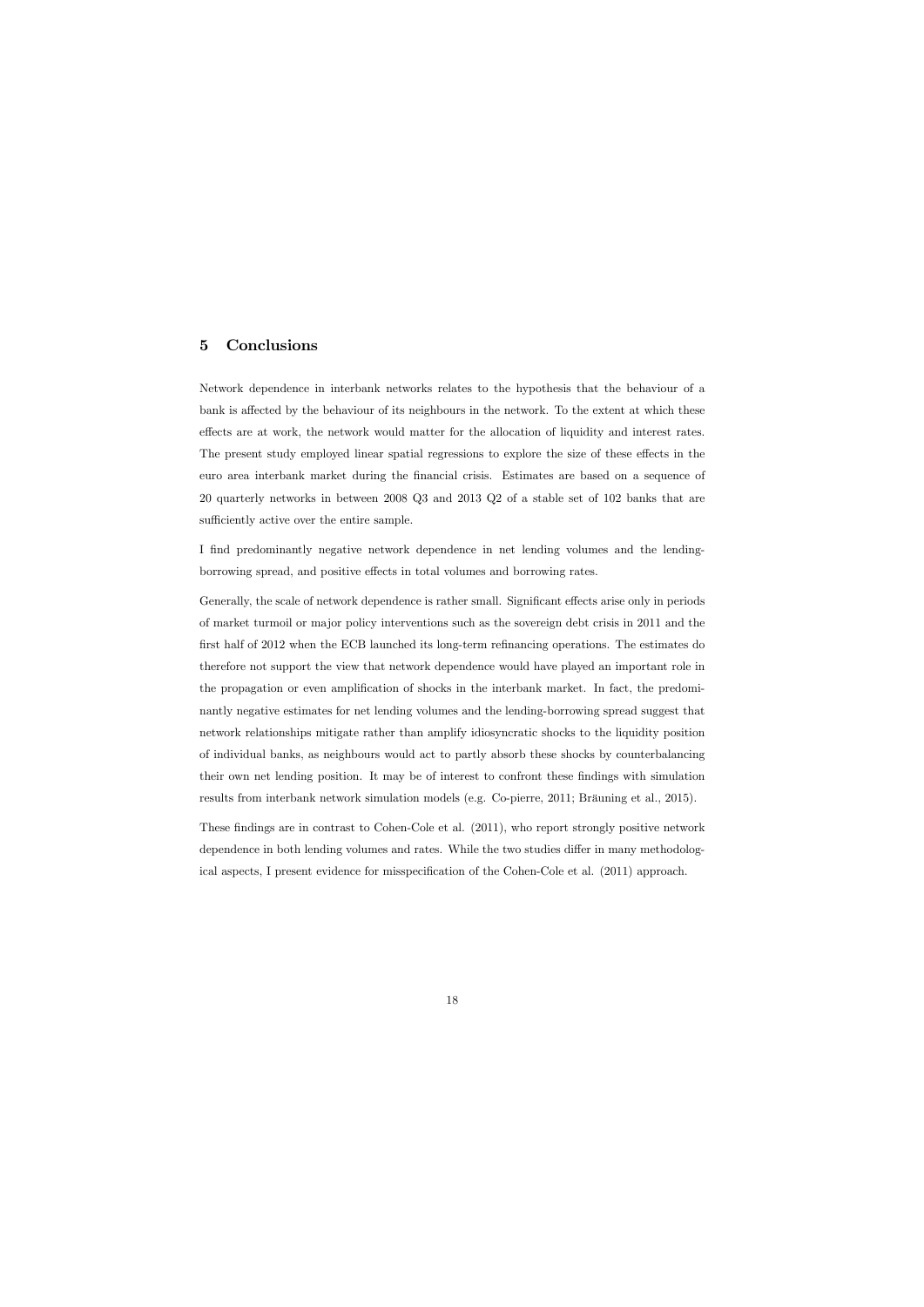## 5 Conclusions

Network dependence in interbank networks relates to the hypothesis that the behaviour of a bank is affected by the behaviour of its neighbours in the network. To the extent at which these effects are at work, the network would matter for the allocation of liquidity and interest rates. The present study employed linear spatial regressions to explore the size of these effects in the euro area interbank market during the financial crisis. Estimates are based on a sequence of 20 quarterly networks in between 2008 Q3 and 2013 Q2 of a stable set of 102 banks that are sufficiently active over the entire sample.

I find predominantly negative network dependence in net lending volumes and the lending-borrowing spread, and positive effects in total volumes and borrowing rates.

Generally, the scale of network dependence is rather small. Significant effects arise only in periods of market turmoil or major policy interventions such as the sovereign debt crisis in 2011 and the first half of 2012 when the ECB launched its long-term refinancing operations. The estimates do therefore not support the view that network dependence would have played an important role in the propagation or even amplification of shocks in the interbank market. In fact, the predominantly negative estimates for net lending volumes and the lending-borrowing spread suggest that network relationships mitigate rather than amplify idiosyncratic shocks to the liquidity position of individual banks, as neighbours would act to partly absorb these shocks by counterbalancing their own net lending position. It may be of interest to confront these findings with simulation results from interbank network simulation models (e.g. Co-pierre, 2011; Bräuning et al., 2015).

These findings are in contrast to Cohen-Cole et al. (2011), who report strongly positive network dependence in both lending volumes and rates. While the two studies differ in many methodological aspects, I present evidence for misspecification of the Cohen-Cole et al. (2011) approach.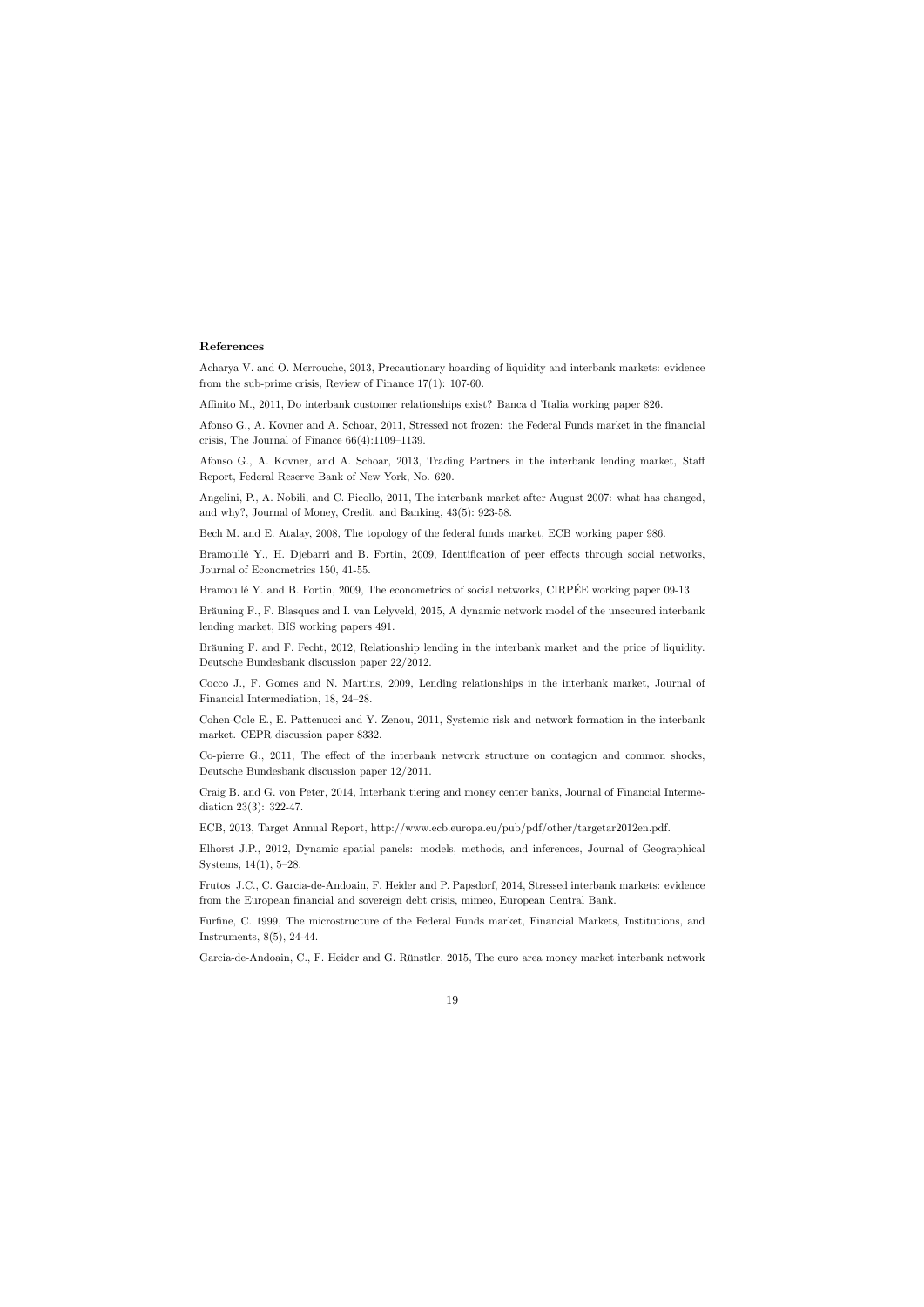#### References

Acharya V. and O. Merrouche, 2013, Precautionary hoarding of liquidity and interbank markets: evidence from the sub-prime crisis, Review of Finance 17(1): 107-60.

Affinito M., 2011, Do interbank customer relationships exist? Banca d 'Italia working paper 826.

Afonso G., A. Kovner and A. Schoar, 2011, Stressed not frozen: the Federal Funds market in the financial crisis, The Journal of Finance 66(4):1109–1139.

Afonso G., A. Kovner, and A. Schoar, 2013, Trading Partners in the interbank lending market, Staff Report, Federal Reserve Bank of New York, No. 620.

Angelini, P., A. Nobili, and C. Picollo, 2011, The interbank market after August 2007: what has changed, and why?, Journal of Money, Credit, and Banking, 43(5): 923-58.

Bech M. and E. Atalay, 2008, The topology of the federal funds market, ECB working paper 986.

Bramoullé Y., H. Djebarri and B. Fortin, 2009, Identification of peer effects through social networks, Journal of Econometrics 150, 41-55.

Bramoullé Y. and B. Fortin, 2009, The econometrics of social networks, CIRPÉE working paper 09-13.

Bräuning F., F. Blasques and I. van Lelyveld, 2015, A dynamic network model of the unsecured interbank lending market, BIS working papers 491.

Bräuning F. and F. Fecht, 2012, Relationship lending in the interbank market and the price of liquidity. Deutsche Bundesbank discussion paper 22/2012.

Cocco J., F. Gomes and N. Martins, 2009, Lending relationships in the interbank market, Journal of Financial Intermediation, 18, 24–28.

Cohen-Cole E., E. Pattenucci and Y. Zenou, 2011, Systemic risk and network formation in the interbank market. CEPR discussion paper 8332.

Co-pierre G., 2011, The effect of the interbank network structure on contagion and common shocks, Deutsche Bundesbank discussion paper 12/2011.

Craig B. and G. von Peter, 2014, Interbank tiering and money center banks, Journal of Financial Intermediation 23(3): 322-47.

ECB, 2013, Target Annual Report, http://www.ecb.europa.eu/pub/pdf/other/targetar2012en.pdf.

Elhorst J.P., 2012, Dynamic spatial panels: models, methods, and inferences, Journal of Geographical Systems, 14(1), 5–28.

Frutos J.C., C. Garcia-de-Andoain, F. Heider and P. Papsdorf, 2014, Stressed interbank markets: evidence from the European financial and sovereign debt crisis, mimeo, European Central Bank.

Furfine, C. 1999, The microstructure of the Federal Funds market, Financial Markets, Institutions, and Instruments, 8(5), 24-44.

Garcia-de-Andoain, C., F. Heider and G. Rünstler, 2015, The euro area money market interbank network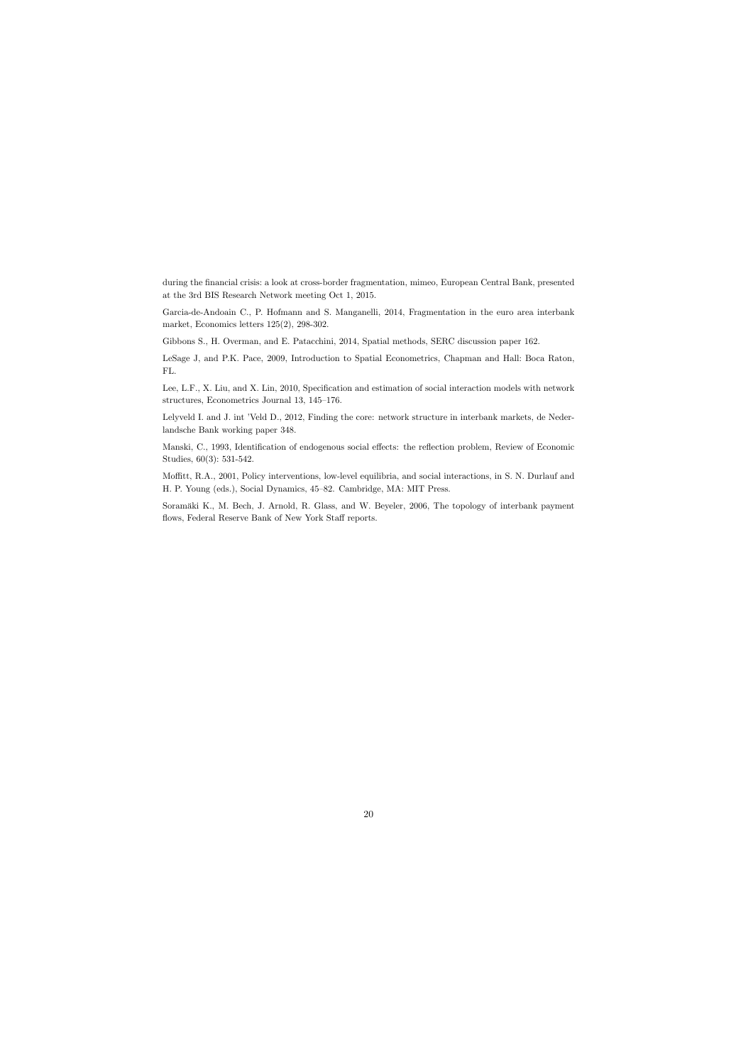during the financial crisis: a look at cross-border fragmentation, mimeo, European Central Bank, presented at the 3rd BIS Research Network meeting Oct 1, 2015.

Garcia-de-Andoain C., P. Hofmann and S. Manganelli, 2014, Fragmentation in the euro area interbank market, Economics letters 125(2), 298-302.

Gibbons S., H. Overman, and E. Patacchini, 2014, Spatial methods, SERC discussion paper 162.

LeSage J, and P.K. Pace, 2009, Introduction to Spatial Econometrics, Chapman and Hall: Boca Raton, FL.

Lee, L.F., X. Liu, and X. Lin, 2010, Specification and estimation of social interaction models with network structures, Econometrics Journal 13, 145–176.

Lelyveld I. and J. int 'Veld D., 2012, Finding the core: network structure in interbank markets, de Nederlandsche Bank working paper 348.

Manski, C., 1993, Identification of endogenous social effects: the reflection problem, Review of Economic Studies, 60(3): 531-542.

Moffitt, R.A., 2001, Policy interventions, low-level equilibria, and social interactions, in S. N. Durlauf and H. P. Young (eds.), Social Dynamics, 45–82. Cambridge, MA: MIT Press.

Soramäki K., M. Bech, J. Arnold, R. Glass, and W. Beyeler, 2006, The topology of interbank payment flows, Federal Reserve Bank of New York Staff reports.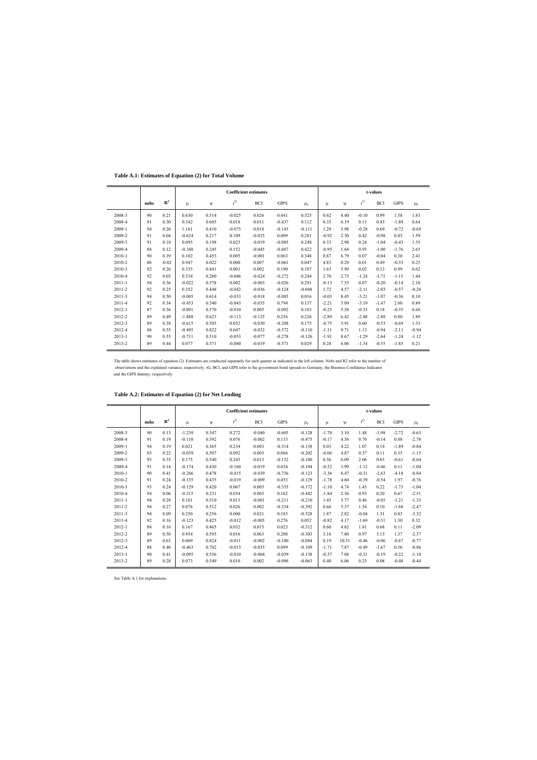**Table A.1: Estimates of Equation (2) for Total Volume**

| | nobs | $R^2$ | Coefficient estimates | | | | | | t-values | | | | | |
|---|---|---|---|---|---|---|---|---|---|---|---|---|---|---|
| | | | $\mu$ | $\psi$ | $r^G$ | BCI | GIPS | $\rho_0$ | $\mu$ | $\psi$ | $r^G$ | BCI | GIPS | $\rho_0$ |
| 2008-3 | 90 | 0.21 | 0.630 | 0.514 | -0.025 | 0.026 | 0.441 | 0.325 | 0.62 | 4.40 | -0.10 | 0.99 | 1.58 | 1.83 |
| 2008-4 | 91 | 0.30 | 0.342 | 0.605 | 0.018 | 0.011 | -0.437 | 0.112 | 0.35 | 6.19 | 0.11 | 0.43 | -1.89 | 0.64 |
| 2009-1 | 94 | 0.26 | 1.161 | 0.410 | -0.075 | 0.018 | -0.145 | -0.111 | 1.29 | 5.98 | -0.28 | 0.69 | -0.72 | -0.69 |
| 2009-2 | 91 | 0.04 | -0.624 | 0.217 | 0.109 | -0.025 | 0.009 | 0.281 | -0.92 | 2.30 | 0.42 | -0.98 | 0.05 | 1.59 |
| 2009-3 | 91 | 0.10 | 0.095 | 0.198 | 0.025 | -0.019 | -0.085 | 0.248 | 0.33 | 2.98 | 0.24 | -1.04 | -0.43 | 1.55 |
| 2009-4 | 88 | 0.12 | -0.348 | 0.245 | 0.152 | -0.045 | -0.607 | 0.422 | -0.95 | 1.68 | 0.95 | -1.00 | -1.76 | 2.65 |
| 2010-1 | 90 | 0.39 | 0.102 | 0.453 | 0.005 | -0.001 | 0.063 | 0.348 | 0.87 | 6.79 | 0.07 | -0.04 | 0.30 | 2.41 |
| 2010-2 | 86 | -0.02 | 0.947 | 0.022 | 0.000 | 0.007 | -0.061 | 0.047 | 4.83 | 0.29 | 0.01 | 0.49 | -0.33 | 0.25 |
| 2010-3 | 92 | 0.26 | 0.335 | 0.441 | 0.001 | 0.002 | 0.190 | 0.107 | 1.63 | 5.99 | 0.02 | 0.13 | 0.99 | 0.62 |
| 2010-4 | 92 | 0.03 | 0.534 | 0.260 | -0.046 | -0.024 | -0.272 | 0.244 | 2.70 | 2.73 | -1.24 | -1.71 | -1.15 | 1.44 |
| 2011-1 | 94 | 0.36 | -0.022 | 0.578 | 0.002 | -0.003 | -0.026 | 0.291 | -0.13 | 7.53 | 0.07 | -0.20 | -0.14 | 2.10 |
| 2011-2 | 92 | 0.25 | 0.352 | 0.448 | -0.042 | -0.036 | -0.124 | -0.048 | 1.72 | 4.57 | -2.11 | -2.03 | -0.57 | -0.26 |
| 2011-3 | 94 | 0.50 | -0.005 | 0.614 | -0.033 | -0.018 | -0.085 | 0.016 | -0.03 | 8.45 | -3.21 | -1.07 | -0.36 | 0.10 |
| 2011-4 | 92 | 0.34 | -0.453 | 0.340 | -0.043 | -0.035 | 0.794 | 0.137 | -2.21 | 3.09 | -3.19 | -1.47 | 2.60 | 0.89 |
| 2012-1 | 87 | 0.36 | -0.091 | 0.570 | -0.010 | 0.005 | -0.092 | 0.103 | -0.25 | 5.58 | -0.33 | 0.18 | -0.35 | 0.68 |
| 2012-2 | 89 | 0.49 | -1.888 | 0.623 | -0.113 | -0.125 | 0.256 | 0.226 | -2.89 | 6.42 | -2.88 | -2.88 | 0.80 | 1.89 |
| 2012-3 | 89 | 0.38 | -0.615 | 0.505 | 0.032 | -0.030 | -0.208 | 0.175 | -0.75 | 5.91 | 0.60 | -0.53 | -0.69 | 1.33 |
| 2012-4 | 88 | 0.55 | -0.495 | 0.822 | 0.047 | -0.032 | -0.572 | -0.110 | -1.11 | 9.71 | 1.13 | -0.94 | -2.11 | -0.94 |
| 2013-1 | 90 | 0.55 | -0.711 | 0.510 | -0.053 | -0.077 | -0.278 | -0.126 | -1.91 | 8.67 | -1.29 | -2.64 | -1.24 | -1.12 |
| 2013-2 | 89 | 0.44 | 0.077 | 0.571 | -0.080 | -0.019 | -0.571 | 0.029 | 0.28 | 6.06 | -1.34 | -0.55 | -1.85 | 0.21 |

The table shows estimates of equation (2). Estimates are conducted separately for each quarter as indicated in the left column. Nobs and R2 refer to the number of observations and the explained variance, respectively. rG, BCI, and GIPS refer to the government bond spreads to Germany, the Business Confidence Indicator and the GIPS dummy, respectively.

**Table A.2: Estimates of Equation (2) for Net Lending**

| | nobs | $R^2$ | Coefficient estimates | | | | | | t-values | | | | | |
|---|---|---|---|---|---|---|---|---|---|---|---|---|---|---|
| | | | $\mu$ | $\psi$ | $r^G$ | BCI | GIPS | $\rho_0$ | $\mu$ | $\psi$ | $r^G$ | BCI | GIPS | $\rho_0$ |
| 2008-3 | 90 | 0.13 | -1.239 | 0.347 | 0.272 | -0.040 | -0.605 | -0.128 | -1.70 | 3.10 | 1.48 | -1.98 | -2.72 | -0.63 |
| 2008-4 | 91 | 0.19 | -0.110 | 0.392 | 0.076 | -0.002 | 0.133 | -0.475 | -0.17 | 4.36 | 0.70 | -0.14 | 0.88 | -2.78 |
| 2009-1 | 94 | 0.19 | 0.021 | 0.365 | 0.234 | 0.003 | -0.314 | -0.138 | 0.03 | 4.22 | 1.07 | 0.14 | -1.89 | -0.84 |
| 2009-2 | 93 | 0.22 | -0.039 | 0.507 | 0.092 | 0.003 | 0.066 | -0.202 | -0.06 | 4.87 | 0.37 | 0.11 | 0.35 | -1.15 |
| 2009-3 | 93 | 0.35 | 0.175 | 0.540 | 0.243 | 0.013 | -0.132 | -0.100 | 0.56 | 6.09 | 2.06 | 0.65 | -0.61 | -0.64 |
| 2009-4 | 91 | 0.14 | -0.174 | 0.430 | -0.160 | -0.019 | 0.034 | -0.194 | -0.52 | 3.99 | -1.12 | -0.46 | 0.11 | -1.04 |
| 2010-1 | 90 | 0.41 | -0.266 | 0.478 | -0.015 | -0.039 | -0.736 | -0.123 | -3.36 | 6.47 | -0.31 | -2.63 | -4.18 | -0.84 |
| 2010-2 | 91 | 0.24 | -0.135 | 0.435 | -0.019 | -0.009 | 0.453 | -0.129 | -1.78 | 4.60 | -0.39 | -0.54 | 1.97 | -0.76 |
| 2010-3 | 93 | 0.24 | -0.129 | 0.420 | 0.067 | 0.003 | -0.335 | -0.172 | -1.10 | 4.74 | 1.45 | 0.22 | -1.73 | -1.04 |
| 2010-4 | 94 | 0.06 | -0.215 | 0.231 | 0.034 | 0.003 | 0.162 | -0.442 | -1.84 | 2.36 | 0.93 | 0.20 | 0.67 | -2.51 |
| 2011-1 | 94 | 0.28 | 0.101 | 0.510 | 0.013 | -0.001 | -0.211 | -0.210 | 1.45 | 5.77 | 0.46 | -0.05 | -1.21 | -1.33 |
| 2011-2 | 94 | 0.27 | 0.076 | 0.512 | 0.026 | 0.002 | -0.334 | -0.392 | 0.66 | 5.37 | 1.54 | 0.10 | -1.68 | -2.47 |
| 2011-3 | 94 | 0.09 | 0.250 | 0.256 | 0.000 | 0.021 | 0.183 | -0.528 | 1.87 | 2.82 | -0.04 | 1.31 | 0.83 | -3.32 |
| 2011-4 | 92 | 0.16 | -0.123 | 0.425 | -0.012 | -0.005 | 0.276 | 0.052 | -0.82 | 4.17 | -1.69 | -0.31 | 1.30 | 0.32 |
| 2012-1 | 88 | 0.16 | 0.167 | 0.465 | 0.032 | 0.015 | 0.023 | -0.312 | 0.60 | 4.62 | 1.81 | 0.68 | 0.11 | -2.09 |
| 2012-2 | 89 | 0.50 | 0.954 | 0.595 | 0.016 | 0.063 | 0.208 | -0.303 | 3.16 | 7.80 | 0.97 | 3.13 | 1.37 | -2.37 |
| 2012-3 | 89 | 0.63 | 0.069 | 0.824 | -0.011 | -0.002 | -0.100 | -0.084 | 0.19 | 10.31 | -0.46 | -0.06 | -0.67 | -0.77 |
| 2012-4 | 88 | 0.46 | -0.463 | 0.702 | -0.013 | -0.035 | 0.099 | -0.109 | -1.71 | 7.87 | -0.49 | -1.67 | 0.56 | -0.86 |
| 2013-1 | 90 | 0.41 | -0.095 | 0.556 | -0.010 | -0.004 | -0.039 | -0.138 | -0.37 | 7.08 | -0.31 | -0.19 | -0.22 | -1.10 |
| 2013-2 | 89 | 0.28 | 0.073 | 0.549 | 0.010 | 0.002 | -0.096 | -0.063 | 0.40 | 6.06 | 0.25 | 0.08 | -0.48 | -0.44 |

See Table A.1 for explanations.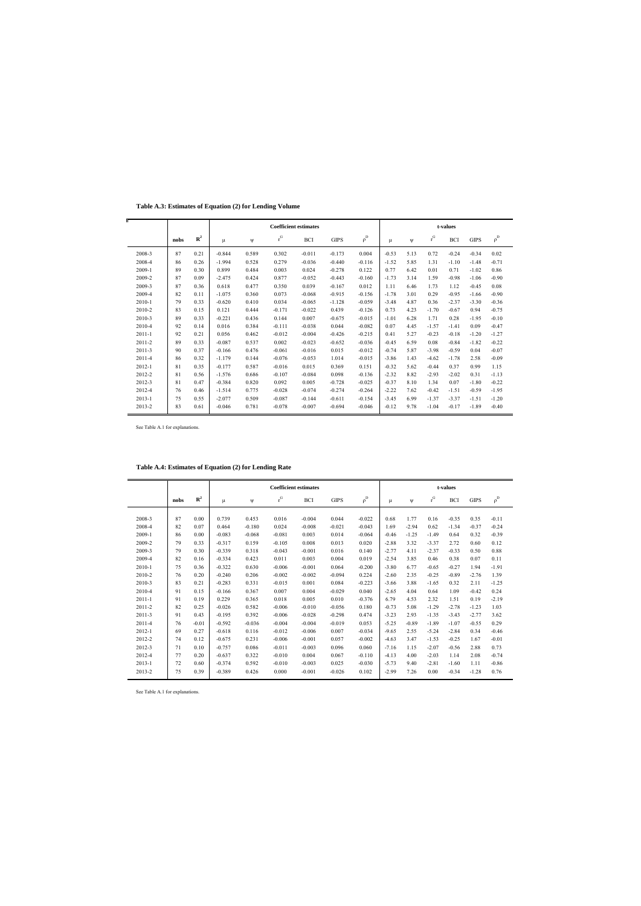**Table A.3: Estimates of Equation (2) for Lending Volume**

| | | | Coefficient estimates | | | | | | t-values | | | | | |
|---|---|---|---|---|---|---|---|---|---|---|---|---|---|---|
| | nobs | $R^2$ | $\mu$ | $\psi$ | $r^G$ | BCI | GIPS | $\rho^D$ | $\mu$ | $\psi$ | $r^G$ | BCI | GIPS | $\rho^D$ |
| 2008-3 | 87 | 0.21 | -0.844 | 0.589 | 0.302 | -0.011 | -0.173 | 0.004 | -0.53 | 5.13 | 0.72 | -0.24 | -0.34 | 0.02 |
| 2008-4 | 86 | 0.26 | -1.994 | 0.528 | 0.279 | -0.036 | -0.440 | -0.116 | -1.52 | 5.85 | 1.31 | -1.10 | -1.48 | -0.71 |
| 2009-1 | 89 | 0.30 | 0.899 | 0.484 | 0.003 | 0.024 | -0.278 | 0.122 | 0.77 | 6.42 | 0.01 | 0.71 | -1.02 | 0.86 |
| 2009-2 | 87 | 0.09 | -2.475 | 0.424 | 0.877 | -0.052 | -0.443 | -0.160 | -1.73 | 3.14 | 1.59 | -0.98 | -1.06 | -0.90 |
| 2009-3 | 87 | 0.36 | 0.618 | 0.477 | 0.350 | 0.039 | -0.167 | 0.012 | 1.11 | 6.46 | 1.73 | 1.12 | -0.45 | 0.08 |
| 2009-4 | 82 | 0.11 | -1.075 | 0.360 | 0.073 | -0.068 | -0.915 | -0.156 | -1.78 | 3.01 | 0.29 | -0.95 | -1.66 | -0.90 |
| 2010-1 | 79 | 0.33 | -0.620 | 0.410 | 0.034 | -0.065 | -1.128 | -0.059 | -3.48 | 4.87 | 0.36 | -2.37 | -3.30 | -0.36 |
| 2010-2 | 83 | 0.15 | 0.121 | 0.444 | -0.171 | -0.022 | 0.439 | -0.126 | 0.73 | 4.23 | -1.70 | -0.67 | 0.94 | -0.75 |
| 2010-3 | 89 | 0.33 | -0.221 | 0.436 | 0.144 | 0.007 | -0.675 | -0.015 | -1.01 | 6.28 | 1.71 | 0.28 | -1.95 | -0.10 |
| 2010-4 | 92 | 0.14 | 0.016 | 0.384 | -0.111 | -0.038 | 0.044 | -0.082 | 0.07 | 4.45 | -1.57 | -1.41 | 0.09 | -0.47 |
| 2011-1 | 92 | 0.21 | 0.056 | 0.462 | -0.012 | -0.004 | -0.426 | -0.215 | 0.41 | 5.27 | -0.23 | -0.18 | -1.20 | -1.27 |
| 2011-2 | 89 | 0.33 | -0.087 | 0.537 | 0.002 | -0.023 | -0.652 | -0.036 | -0.45 | 6.59 | 0.08 | -0.84 | -1.82 | -0.22 |
| 2011-3 | 90 | 0.37 | -0.166 | 0.476 | -0.061 | -0.016 | 0.015 | -0.012 | -0.74 | 5.87 | -3.98 | -0.59 | 0.04 | -0.07 |
| 2011-4 | 86 | 0.32 | -1.179 | 0.144 | -0.076 | -0.053 | 1.014 | -0.015 | -3.86 | 1.43 | -4.62 | -1.78 | 2.58 | -0.09 |
| 2012-1 | 81 | 0.35 | -0.177 | 0.587 | -0.016 | 0.015 | 0.369 | 0.151 | -0.32 | 5.62 | -0.44 | 0.37 | 0.99 | 1.15 |
| 2012-2 | 81 | 0.56 | -1.576 | 0.686 | -0.107 | -0.084 | 0.098 | -0.136 | -2.32 | 8.82 | -2.93 | -2.02 | 0.31 | -1.13 |
| 2012-3 | 81 | 0.47 | -0.384 | 0.820 | 0.092 | 0.005 | -0.728 | -0.025 | -0.37 | 8.10 | 1.34 | 0.07 | -1.80 | -0.22 |
| 2012-4 | 76 | 0.46 | -1.514 | 0.775 | -0.028 | -0.074 | -0.274 | -0.264 | -2.22 | 7.62 | -0.42 | -1.51 | -0.59 | -1.95 |
| 2013-1 | 75 | 0.55 | -2.077 | 0.509 | -0.087 | -0.144 | -0.611 | -0.154 | -3.45 | 6.99 | -1.37 | -3.37 | -1.51 | -1.20 |
| 2013-2 | 83 | 0.61 | -0.046 | 0.781 | -0.078 | -0.007 | -0.694 | -0.046 | -0.12 | 9.78 | -1.04 | -0.17 | -1.89 | -0.40 |

See Table A.1 for explanations.

**Table A.4: Estimates of Equation (2) for Lending Rate**

| | | | Coefficient estimates | | | | | | t-values | | | | | |
|---|---|---|---|---|---|---|---|---|---|---|---|---|---|---|
| | nobs | $R^2$ | $\mu$ | $\psi$ | $r^G$ | BCI | GIPS | $\rho^D$ | $\mu$ | $\psi$ | $r^G$ | BCI | GIPS | $\rho^D$ |
| 2008-3 | 87 | 0.00 | 0.739 | 0.453 | 0.016 | -0.004 | 0.044 | -0.022 | 0.68 | 1.77 | 0.16 | -0.35 | 0.35 | -0.11 |
| 2008-4 | 82 | 0.07 | 0.464 | -0.180 | 0.024 | -0.008 | -0.021 | -0.043 | 1.69 | -2.94 | 0.62 | -1.34 | -0.37 | -0.24 |
| 2009-1 | 86 | 0.00 | -0.083 | -0.068 | -0.081 | 0.003 | 0.014 | -0.064 | -0.46 | -1.25 | -1.49 | 0.64 | 0.32 | -0.39 |
| 2009-2 | 79 | 0.33 | -0.317 | 0.159 | -0.105 | 0.008 | 0.013 | 0.020 | -2.88 | 3.32 | -3.37 | 2.72 | 0.60 | 0.12 |
| 2009-3 | 79 | 0.30 | -0.339 | 0.318 | -0.043 | -0.001 | 0.016 | 0.140 | -2.77 | 4.11 | -2.37 | -0.33 | 0.50 | 0.88 |
| 2009-4 | 82 | 0.16 | -0.334 | 0.423 | 0.011 | 0.003 | 0.004 | 0.019 | -2.54 | 3.85 | 0.46 | 0.38 | 0.07 | 0.11 |
| 2010-1 | 75 | 0.36 | -0.322 | 0.630 | -0.006 | -0.001 | 0.064 | -0.200 | -3.80 | 6.77 | -0.65 | -0.27 | 1.94 | -1.91 |
| 2010-2 | 76 | 0.20 | -0.240 | 0.206 | -0.002 | -0.002 | -0.094 | 0.224 | -2.60 | 2.35 | -0.25 | -0.89 | -2.76 | 1.39 |
| 2010-3 | 83 | 0.21 | -0.283 | 0.331 | -0.015 | 0.001 | 0.084 | -0.223 | -3.66 | 3.88 | -1.65 | 0.32 | 2.11 | -1.25 |
| 2010-4 | 91 | 0.15 | -0.166 | 0.367 | 0.007 | 0.004 | -0.029 | 0.040 | -2.65 | 4.04 | 0.64 | 1.09 | -0.42 | 0.24 |
| 2011-1 | 91 | 0.19 | 0.229 | 0.365 | 0.018 | 0.005 | 0.010 | -0.376 | 6.79 | 4.53 | 2.32 | 1.51 | 0.19 | -2.19 |
| 2011-2 | 82 | 0.25 | -0.026 | 0.582 | -0.006 | -0.010 | -0.056 | 0.180 | -0.73 | 5.08 | -1.29 | -2.78 | -1.23 | 1.03 |
| 2011-3 | 91 | 0.43 | -0.195 | 0.392 | -0.006 | -0.028 | -0.298 | 0.474 | -3.23 | 2.93 | -1.35 | -3.43 | -2.77 | 3.62 |
| 2011-4 | 76 | -0.01 | -0.592 | -0.036 | -0.004 | -0.004 | -0.019 | 0.053 | -5.25 | -0.89 | -1.89 | -1.07 | -0.55 | 0.29 |
| 2012-1 | 69 | 0.27 | -0.618 | 0.116 | -0.012 | -0.006 | 0.007 | -0.034 | -9.65 | 2.55 | -5.24 | -2.84 | 0.34 | -0.46 |
| 2012-2 | 74 | 0.12 | -0.675 | 0.231 | -0.006 | -0.001 | 0.057 | -0.002 | -4.63 | 3.47 | -1.53 | -0.25 | 1.67 | -0.01 |
| 2012-3 | 71 | 0.10 | -0.757 | 0.086 | -0.011 | -0.003 | 0.096 | 0.060 | -7.16 | 1.15 | -2.07 | -0.56 | 2.88 | 0.73 |
| 2012-4 | 77 | 0.20 | -0.637 | 0.322 | -0.010 | 0.004 | 0.067 | -0.110 | -4.13 | 4.00 | -2.03 | 1.14 | 2.08 | -0.74 |
| 2013-1 | 72 | 0.60 | -0.374 | 0.592 | -0.010 | -0.003 | 0.025 | -0.030 | -5.73 | 9.40 | -2.81 | -1.60 | 1.11 | -0.86 |
| 2013-2 | 75 | 0.39 | -0.389 | 0.426 | 0.000 | -0.001 | -0.026 | 0.102 | -2.99 | 7.26 | 0.00 | -0.34 | -1.28 | 0.76 |

See Table A.1 for explanations.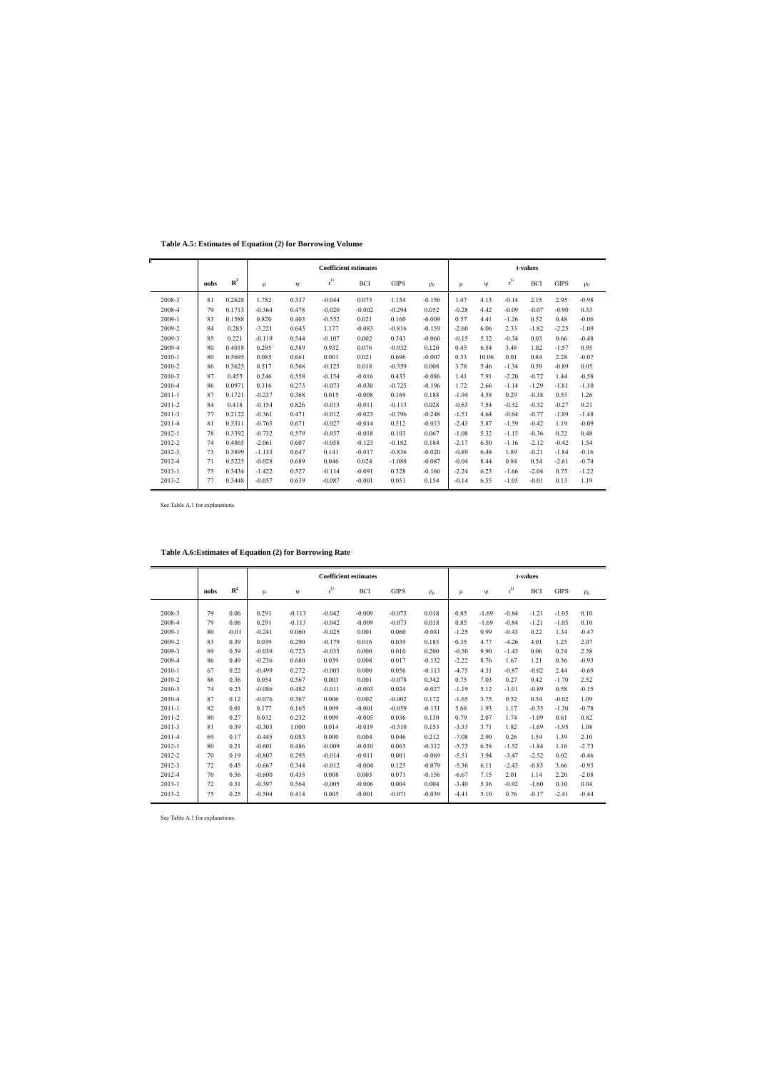**Table A.5: Estimates of Equation (2) for Borrowing Volume**

| | nobs | $R^2$ | Coefficient estimates | | | | | | t-values | | | | | |
|---|---|---|---|---|---|---|---|---|---|---|---|---|---|---|
| | | | $\mu$ | $\psi$ | $r^G$ | BCI | GIPS | $\rho_0$ | $\mu$ | $\psi$ | $r^G$ | BCI | GIPS | $\rho_0$ |
| 2008-3 | 81 | 0.2628 | 1.782 | 0.337 | -0.044 | 0.073 | 1.154 | -0.156 | 1.47 | 4.13 | -0.14 | 2.15 | 2.95 | -0.98 |
| 2008-4 | 79 | 0.1713 | -0.364 | 0.478 | -0.020 | -0.002 | -0.294 | 0.052 | -0.28 | 4.42 | -0.09 | -0.07 | -0.90 | 0.33 |
| 2009-1 | 83 | 0.1588 | 0.820 | 0.403 | -0.552 | 0.021 | 0.160 | -0.009 | 0.57 | 4.41 | -1.26 | 0.52 | 0.48 | -0.06 |
| 2009-2 | 84 | 0.285 | -3.221 | 0.643 | 1.177 | -0.083 | -0.816 | -0.159 | -2.60 | 6.06 | 2.33 | -1.82 | -2.25 | -1.09 |
| 2009-3 | 85 | 0.221 | -0.119 | 0.544 | -0.107 | 0.002 | 0.343 | -0.060 | -0.15 | 5.32 | -0.34 | 0.03 | 0.66 | -0.48 |
| 2009-4 | 80 | 0.4018 | 0.295 | 0.589 | 0.932 | 0.076 | -0.932 | 0.120 | 0.45 | 6.54 | 3.48 | 1.02 | -1.57 | 0.95 |
| 2010-1 | 80 | 0.5695 | 0.085 | 0.661 | 0.001 | 0.021 | 0.696 | -0.007 | 0.53 | 10.06 | 0.01 | 0.84 | 2.28 | -0.07 |
| 2010-2 | 86 | 0.3625 | 0.517 | 0.568 | -0.125 | 0.018 | -0.359 | 0.008 | 3.78 | 5.46 | -1.34 | 0.59 | -0.89 | 0.05 |
| 2010-3 | 87 | 0.455 | 0.246 | 0.558 | -0.154 | -0.016 | 0.433 | -0.086 | 1.41 | 7.91 | -2.20 | -0.72 | 1.44 | -0.58 |
| 2010-4 | 86 | 0.0971 | 0.316 | 0.273 | -0.073 | -0.030 | -0.725 | -0.196 | 1.72 | 2.66 | -1.14 | -1.29 | -1.81 | -1.10 |
| 2011-1 | 87 | 0.1721 | -0.237 | 0.368 | 0.015 | -0.008 | 0.169 | 0.188 | -1.94 | 4.58 | 0.29 | -0.38 | 0.53 | 1.26 |
| 2011-2 | 84 | 0.418 | -0.154 | 0.826 | -0.013 | -0.011 | -0.113 | 0.028 | -0.63 | 7.54 | -0.32 | -0.32 | -0.27 | 0.21 |
| 2011-3 | 77 | 0.2122 | -0.361 | 0.471 | -0.012 | -0.023 | -0.796 | -0.248 | -1.51 | 4.64 | -0.64 | -0.77 | -1.89 | -1.48 |
| 2011-4 | 81 | 0.3311 | -0.765 | 0.671 | -0.027 | -0.014 | 0.512 | -0.013 | -2.43 | 5.87 | -1.59 | -0.42 | 1.19 | -0.09 |
| 2012-1 | 78 | 0.3392 | -0.732 | 0.579 | -0.057 | -0.018 | 0.103 | 0.067 | -1.08 | 5.32 | -1.15 | -0.36 | 0.22 | 0.48 |
| 2012-2 | 74 | 0.4865 | -2.061 | 0.607 | -0.058 | -0.123 | -0.182 | 0.184 | -2.17 | 6.50 | -1.16 | -2.12 | -0.42 | 1.54 |
| 2012-3 | 73 | 0.3899 | -1.133 | 0.647 | 0.141 | -0.017 | -0.836 | -0.020 | -0.89 | 6.48 | 1.89 | -0.21 | -1.84 | -0.16 |
| 2012-4 | 71 | 0.5225 | -0.028 | 0.689 | 0.046 | 0.024 | -1.088 | -0.087 | -0.04 | 8.44 | 0.84 | 0.54 | -2.61 | -0.74 |
| 2013-1 | 75 | 0.3434 | -1.422 | 0.527 | -0.114 | -0.091 | 0.328 | -0.160 | -2.24 | 6.23 | -1.66 | -2.04 | 0.75 | -1.22 |
| 2013-2 | 77 | 0.3448 | -0.057 | 0.639 | -0.087 | -0.001 | 0.051 | 0.154 | -0.14 | 6.55 | -1.05 | -0.01 | 0.13 | 1.19 |

See Table A.1 for explanations.

**Table A.6:Estimates of Equation (2) for Borrowing Rate**

| | nobs | $R^2$ | Coefficient estimates | | | | | | t-values | | | | | |
|---|---|---|---|---|---|---|---|---|---|---|---|---|---|---|
| | | | $\mu$ | $\psi$ | $r^G$ | BCI | GIPS | $\rho_0$ | $\mu$ | $\psi$ | $r^G$ | BCI | GIPS | $\rho_0$ |
| 2008-3 | 79 | 0.06 | 0.291 | -0.113 | -0.042 | -0.009 | -0.073 | 0.018 | 0.85 | -1.69 | -0.84 | -1.21 | -1.05 | 0.10 |
| 2008-4 | 79 | 0.06 | 0.291 | -0.113 | -0.042 | -0.009 | -0.073 | 0.018 | 0.85 | -1.69 | -0.84 | -1.21 | -1.05 | 0.10 |
| 2009-1 | 80 | -0.01 | -0.241 | 0.060 | -0.025 | 0.001 | 0.060 | -0.081 | -1.25 | 0.99 | -0.43 | 0.22 | 1.34 | -0.47 |
| 2009-2 | 83 | 0.39 | 0.039 | 0.290 | -0.179 | 0.016 | 0.039 | 0.185 | 0.35 | 4.77 | -4.26 | 4.01 | 1.25 | 2.07 |
| 2009-3 | 89 | 0.59 | -0.039 | 0.723 | -0.035 | 0.000 | 0.010 | 0.200 | -0.50 | 9.90 | -1.43 | 0.06 | 0.24 | 2.38 |
| 2009-4 | 86 | 0.49 | -0.236 | 0.680 | 0.039 | 0.008 | 0.017 | -0.132 | -2.22 | 8.76 | 1.67 | 1.21 | 0.36 | -0.93 |
| 2010-1 | 67 | 0.22 | -0.499 | 0.272 | -0.005 | 0.000 | 0.056 | -0.113 | -4.75 | 4.31 | -0.87 | -0.02 | 2.44 | -0.69 |
| 2010-2 | 86 | 0.36 | 0.054 | 0.567 | 0.003 | 0.001 | -0.078 | 0.342 | 0.75 | 7.03 | 0.27 | 0.42 | -1.70 | 2.52 |
| 2010-3 | 74 | 0.23 | -0.086 | 0.482 | -0.011 | -0.003 | 0.024 | -0.027 | -1.19 | 5.12 | -1.01 | -0.89 | 0.58 | -0.15 |
| 2010-4 | 87 | 0.12 | -0.076 | 0.367 | 0.006 | 0.002 | -0.002 | 0.172 | -1.65 | 3.75 | 0.52 | 0.54 | -0.02 | 1.09 |
| 2011-1 | 82 | 0.01 | 0.177 | 0.165 | 0.009 | -0.001 | -0.059 | -0.131 | 5.68 | 1.93 | 1.17 | -0.35 | -1.30 | -0.78 |
| 2011-2 | 80 | 0.27 | 0.032 | 0.232 | 0.009 | -0.005 | 0.036 | 0.130 | 0.79 | 2.07 | 1.74 | -1.09 | 0.61 | 0.82 |
| 2011-3 | 81 | 0.39 | -0.303 | 1.000 | 0.014 | -0.019 | -0.310 | 0.153 | -3.33 | 3.71 | 1.82 | -1.69 | -1.95 | 1.08 |
| 2011-4 | 69 | 0.17 | -0.445 | 0.083 | 0.000 | 0.004 | 0.046 | 0.212 | -7.08 | 2.90 | 0.26 | 1.54 | 1.39 | 2.10 |
| 2012-1 | 80 | 0.21 | -0.601 | 0.486 | -0.009 | -0.010 | 0.063 | -0.312 | -5.73 | 6.58 | -1.52 | -1.84 | 1.16 | -2.73 |
| 2012-2 | 70 | 0.19 | -0.807 | 0.295 | -0.014 | -0.011 | 0.001 | -0.069 | -5.51 | 3.94 | -3.47 | -2.52 | 0.02 | -0.46 |
| 2012-3 | 72 | 0.45 | -0.667 | 0.344 | -0.012 | -0.004 | 0.125 | -0.079 | -5.36 | 6.11 | -2.43 | -0.85 | 3.66 | -0.93 |
| 2012-4 | 70 | 0.56 | -0.600 | 0.435 | 0.008 | 0.003 | 0.071 | -0.156 | -6.67 | 7.15 | 2.01 | 1.14 | 2.20 | -2.08 |
| 2013-1 | 72 | 0.31 | -0.397 | 0.564 | -0.005 | -0.006 | 0.004 | 0.004 | -3.40 | 5.36 | -0.92 | -1.60 | 0.10 | 0.04 |
| 2013-2 | 75 | 0.25 | -0.504 | 0.414 | 0.005 | -0.001 | -0.071 | -0.039 | -4.41 | 5.10 | 0.76 | -0.17 | -2.41 | -0.44 |

See Table A.1 for explanations.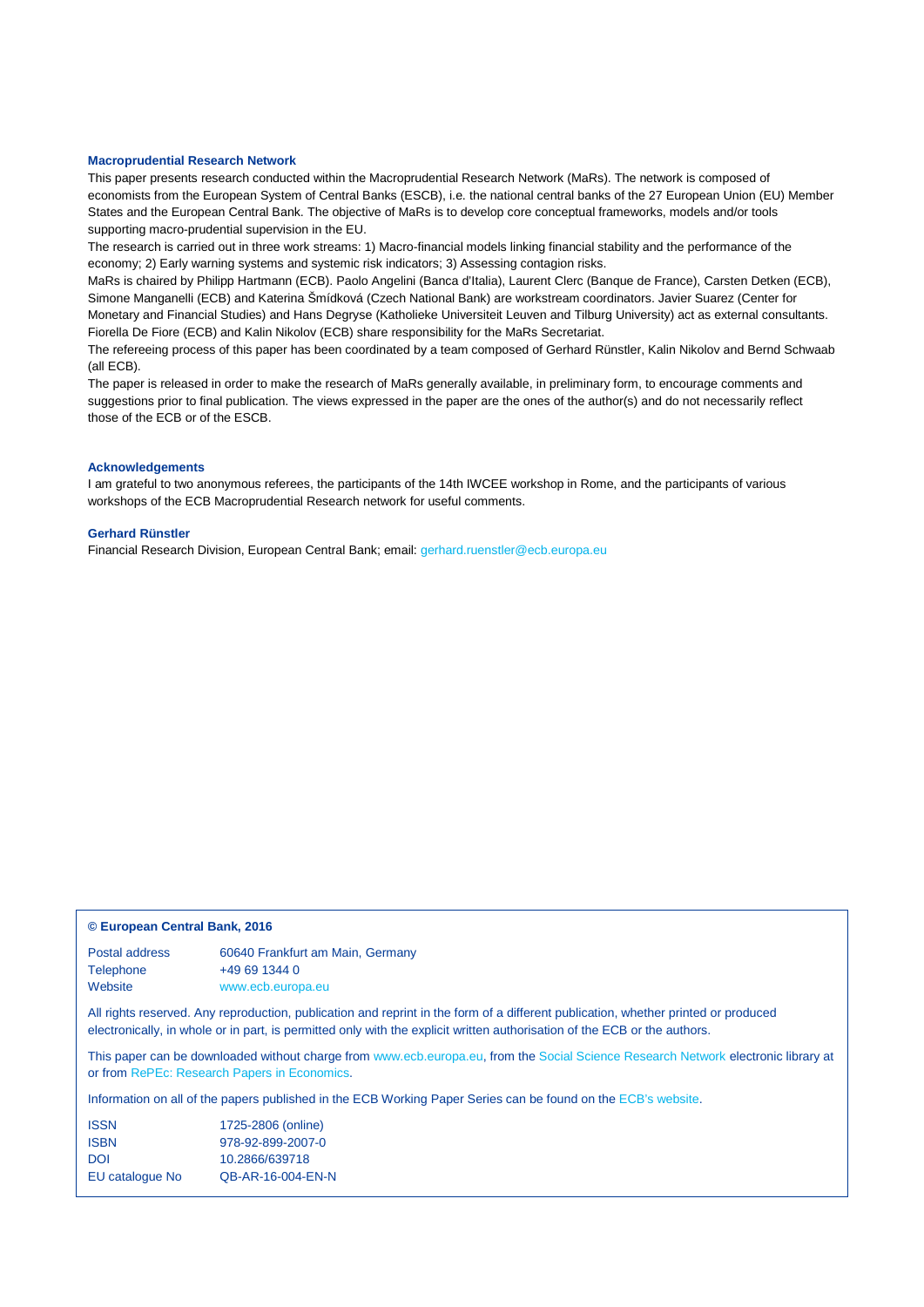**Macroprudential Research Network**

This paper presents research conducted within the Macroprudential Research Network (MaRs). The network is composed of economists from the European System of Central Banks (ESCB), i.e. the national central banks of the 27 European Union (EU) Member States and the European Central Bank. The objective of MaRs is to develop core conceptual frameworks, models and/or tools supporting macro-prudential supervision in the EU.

The research is carried out in three work streams: 1) Macro-financial models linking financial stability and the performance of the economy; 2) Early warning systems and systemic risk indicators; 3) Assessing contagion risks.

MaRs is chaired by Philipp Hartmann (ECB). Paolo Angelini (Banca d'Italia), Laurent Clerc (Banque de France), Carsten Detken (ECB), Simone Manganelli (ECB) and Katerina Šmídková (Czech National Bank) are workstream coordinators. Javier Suarez (Center for Monetary and Financial Studies) and Hans Degryse (Katholieke Universiteit Leuven and Tilburg University) act as external consultants. Fiorella De Fiore (ECB) and Kalin Nikolov (ECB) share responsibility for the MaRs Secretariat.

The refereeing process of this paper has been coordinated by a team composed of Gerhard Rünstler, Kalin Nikolov and Bernd Schwaab (all ECB).

The paper is released in order to make the research of MaRs generally available, in preliminary form, to encourage comments and suggestions prior to final publication. The views expressed in the paper are the ones of the author(s) and do not necessarily reflect those of the ECB or of the ESCB.

**Acknowledgements**

I am grateful to two anonymous referees, the participants of the 14th IWCEE workshop in Rome, and the participants of various workshops of the ECB Macroprudential Research network for useful comments.

**Gerhard Rünstler**

Financial Research Division, European Central Bank; email: gerhard.ruenstler@ecb.europa.eu

**© European Central Bank, 2016**

| | |
|---|---|
| Postal address | 60640 Frankfurt am Main, Germany |
| Telephone | +49 69 1344 0 |
| Website | www.ecb.europa.eu |

All rights reserved. Any reproduction, publication and reprint in the form of a different publication, whether printed or produced electronically, in whole or in part, is permitted only with the explicit written authorisation of the ECB or the authors.

This paper can be downloaded without charge from www.ecb.europa.eu, from the Social Science Research Network electronic library at or from RePEc: Research Papers in Economics.

Information on all of the papers published in the ECB Working Paper Series can be found on the ECB's website.

| | |
|---|---|
| ISSN | 1725-2806 (online) |
| ISBN | 978-92-899-2007-0 |
| DOI | 10.2866/639718 |
| EU catalogue No | QB-AR-16-004-EN-N |